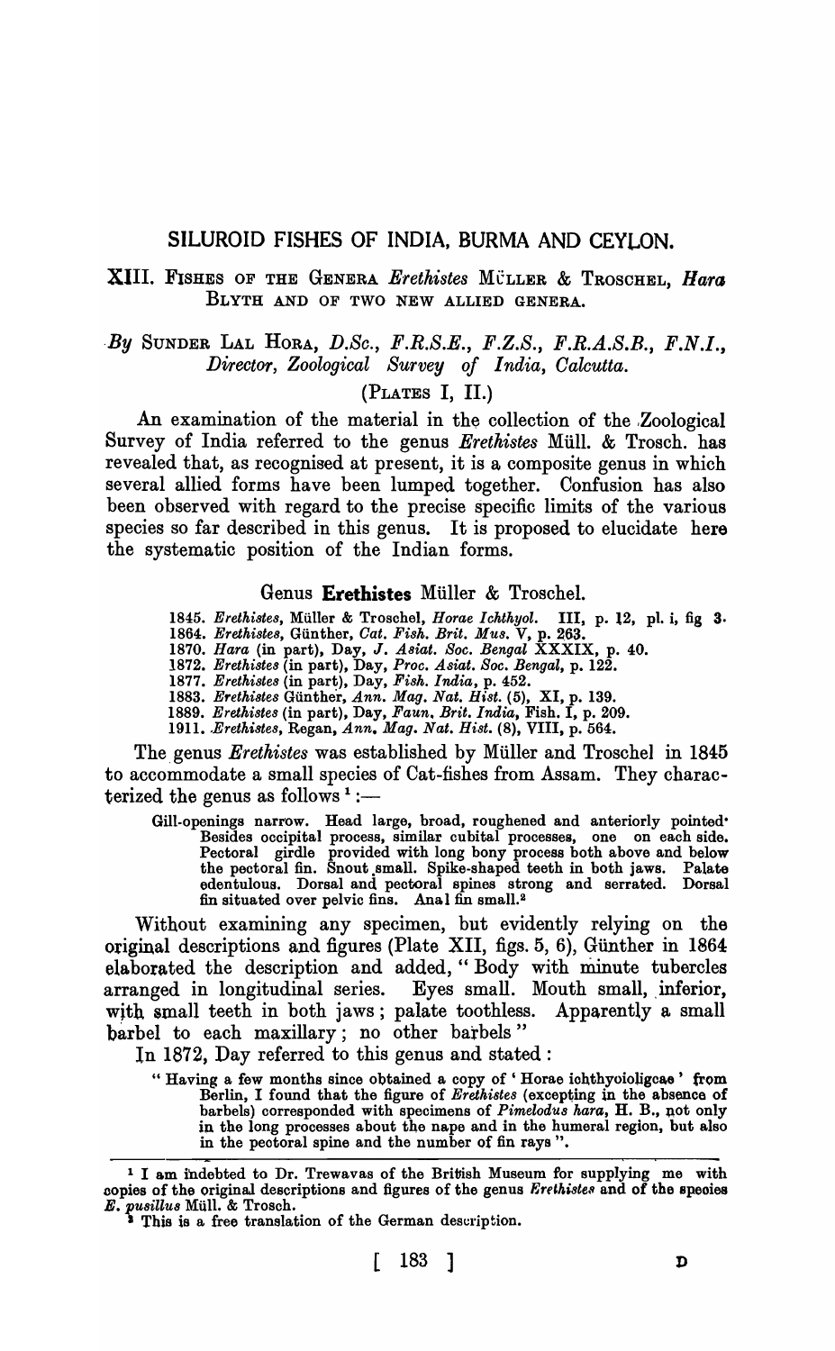# SILUROID FISHES OF INDIA, BURMA AND CEYLON.

## XIII. FISHES OF THE GENERA *Erethistes* MÜLLER & TROSCHEL, *Hara* BLYTH AND OF TWO NEW ALLIED GENERA.

*By* SUNDER LAL HORA, *D.Sc., F.R.S.E., F.Z.S., F.R.A.S.B., F.N.I., Director, Zoological Survey of India, Calcutta.*

(PLATES I, II.)

An examination of the material in the collection of the Zoological Survey of India referred to the genus *Erethistes* Müll. & Trosch. has revealed that, as recognised at present, it is a composite genus in which several allied forms have been lumped together. Confusion has also been observed with regard to the precise specific limits of the various species so far described in this genus. It is proposed to elucidate here the systematic position of the Indian forms.

### Genus **Erethistes** Müller & Troschel.

1845. *Erethistes*, Müller & Troschel, *Horae Ichthyol.* III, p. 12, pl. i, fig 3.
1864. *Erethistes*, Günther, *Cat. Fish. Brit. Mus.* V, p. 263.
1870. *Hara* (in part), Day, *J. Asiat. Soc. Bengal* XXXIX, p. 40.
1872. *Erethistes* (in part), Day, *Proc. Asiat. Soc. Bengal*, p. 122.
1877. *Erethistes* (in part), Day, *Fish. India*, p. 452.
1883. *Erethistes* Günther, *Ann. Mag. Nat. Hist.* (5), XI, p. 139.
1889. *Erethistes* (in part), Day, *Faun. Brit. India*, Fish. I, p. 209.
1911. *Erethistes*, Regan, *Ann. Mag. Nat. Hist.* (8), VIII, p. 564.

The genus *Erethistes* was established by Müller and Troschel in 1845 to accommodate a small species of Cat-fishes from Assam. They characterized the genus as follows [1] :—

> Gill-openings narrow. Head large, broad, roughened and anteriorly pointed. Besides occipital process, similar cubital processes, one on each side. Pectoral girdle provided with long bony process both above and below the pectoral fin. Snout small. Spike-shaped teeth in both jaws. Palate edentulous. Dorsal and pectoral spines strong and serrated. Dorsal fin situated over pelvic fins. Anal fin small.[2]

Without examining any specimen, but evidently relying on the original descriptions and figures (Plate XII, figs. 5, 6), Günther in 1864 elaborated the description and added, " Body with minute tubercles arranged in longitudinal series. Eyes small. Mouth small, inferior, with small teeth in both jaws ; palate toothless. Apparently a small barbel to each maxillary ; no other barbels "

In 1872, Day referred to this genus and stated :

> " Having a few months since obtained a copy of ' Horae ichthyoioligcae ' from Berlin, I found that the figure of *Erethistes* (excepting in the absence of barbels) corresponded with specimens of *Pimelodus hara*, H. B., not only in the long processes about the nape and in the humeral region, but also in the pectoral spine and the number of fin rays ".

---

[1] I am indebted to Dr. Trewavas of the British Museum for supplying me with copies of the original descriptions and figures of the genus *Erethistes* and of the species *E. pusillus* Müll. & Trosch.

[2] This is a free translation of the German description.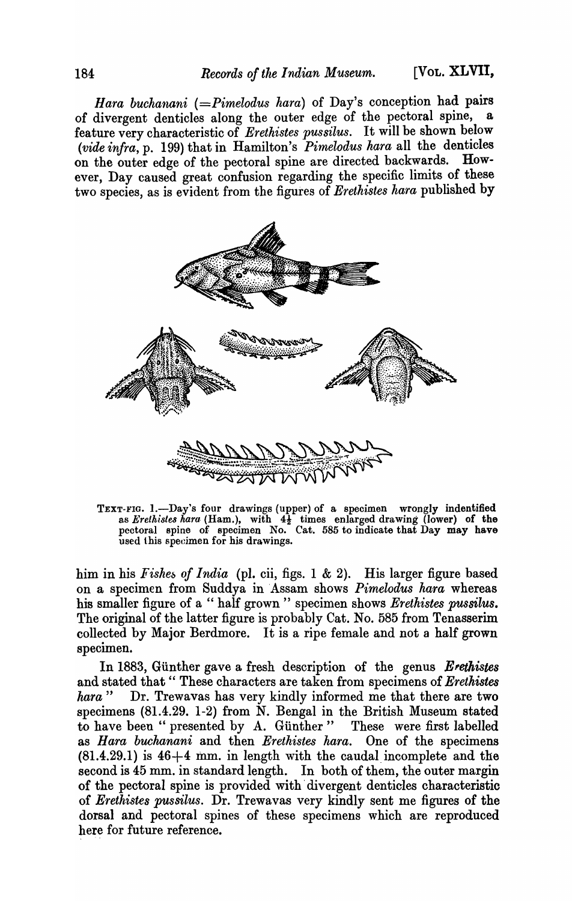*Hara buchanani* (=*Pimelodus hara*) of Day's conception had pairs of divergent denticles along the outer edge of the pectoral spine, a feature very characteristic of *Erethistes pussilus*. It will be shown below (*vide infra*, p. 199) that in Hamilton's *Pimelodus hara* all the denticles on the outer edge of the pectoral spine are directed backwards. However, Day caused great confusion regarding the specific limits of these two species, as is evident from the figures of *Erethistes hara* published by

TEXT-FIG. 1.—Day's four drawings (upper) of a specimen wrongly indentified as *Erethistes hara* (Ham.), with $4\frac{1}{2}$ times enlarged drawing (lower) of the pectoral spine of specimen No. Cat. 585 to indicate that Day may have used this specimen for his drawings.

him in his *Fishes of India* (pl. cii, figs. 1 & 2). His larger figure based on a specimen from Suddya in Assam shows *Pimelodus hara* whereas his smaller figure of a " half grown " specimen shows *Erethistes pussilus*. The original of the latter figure is probably Cat. No. 585 from Tenasserim collected by Major Berdmore. It is a ripe female and not a half grown specimen.

In 1883, Günther gave a fresh description of the genus *Erethistes* and stated that " These characters are taken from specimens of *Erethistes hara* " Dr. Trewavas has very kindly informed me that there are two specimens (81.4.29. 1-2) from N. Bengal in the British Museum stated to have been " presented by A. Günther " These were first labelled as *Hara buchanani* and then *Erethistes hara*. One of the specimens (81.4.29.1) is 46+4 mm. in length with the caudal incomplete and the second is 45 mm. in standard length. In both of them, the outer margin of the pectoral spine is provided with divergent denticles characteristic of *Erethistes pussilus*. Dr. Trewavas very kindly sent me figures of the dorsal and pectoral spines of these specimens which are reproduced here for future reference.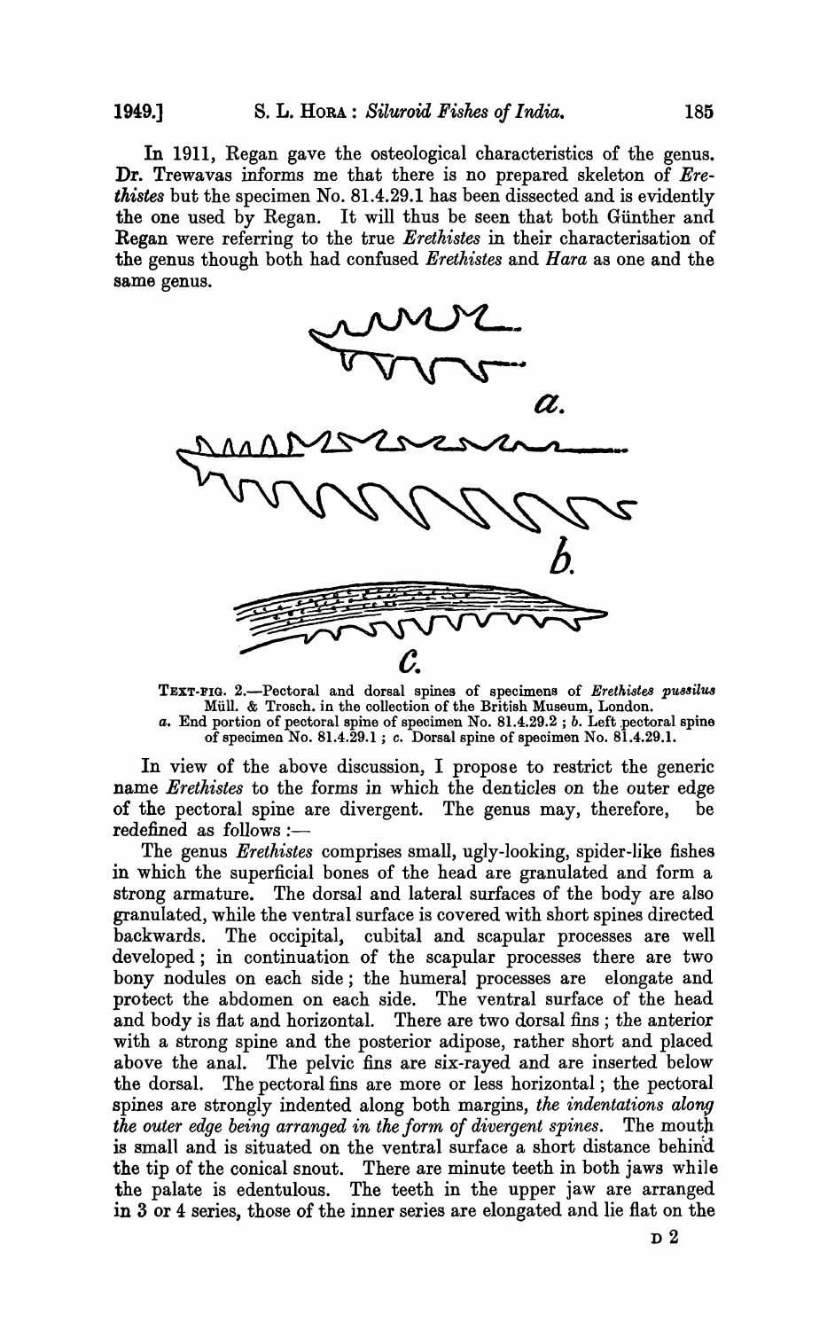In 1911, Regan gave the osteological characteristics of the genus. Dr. Trewavas informs me that there is no prepared skeleton of *Erethistes* but the specimen No. 81.4.29.1 has been dissected and is evidently the one used by Regan. It will thus be seen that both Günther and Regan were referring to the true *Erethistes* in their characterisation of the genus though both had confused *Erethistes* and *Hara* as one and the same genus.

TEXT-FIG. 2.—Pectoral and dorsal spines of specimens of *Erethistes pussilus* Müll. & Trosch. in the collection of the British Museum, London.
*a.* End portion of pectoral spine of specimen No. 81.4.29.2 ; *b.* Left pectoral spine of specimen No. 81.4.29.1 ; *c.* Dorsal spine of specimen No. 81.4.29.1.

In view of the above discussion, I propose to restrict the generic name *Erethistes* to the forms in which the denticles on the outer edge of the pectoral spine are divergent. The genus may, therefore, be redefined as follows :—

The genus *Erethistes* comprises small, ugly-looking, spider-like fishes in which the superficial bones of the head are granulated and form a strong armature. The dorsal and lateral surfaces of the body are also granulated, while the ventral surface is covered with short spines directed backwards. The occipital, cubital and scapular processes are well developed ; in continuation of the scapular processes there are two bony nodules on each side ; the humeral processes are elongate and protect the abdomen on each side. The ventral surface of the head and body is flat and horizontal. There are two dorsal fins ; the anterior with a strong spine and the posterior adipose, rather short and placed above the anal. The pelvic fins are six-rayed and are inserted below the dorsal. The pectoral fins are more or less horizontal ; the pectoral spines are strongly indented along both margins, *the indentations along the outer edge being arranged in the form of divergent spines.* The mouth is small and is situated on the ventral surface a short distance behind the tip of the conical snout. There are minute teeth in both jaws while the palate is edentulous. The teeth in the upper jaw are arranged in 3 or 4 series, those of the inner series are elongated and lie flat on the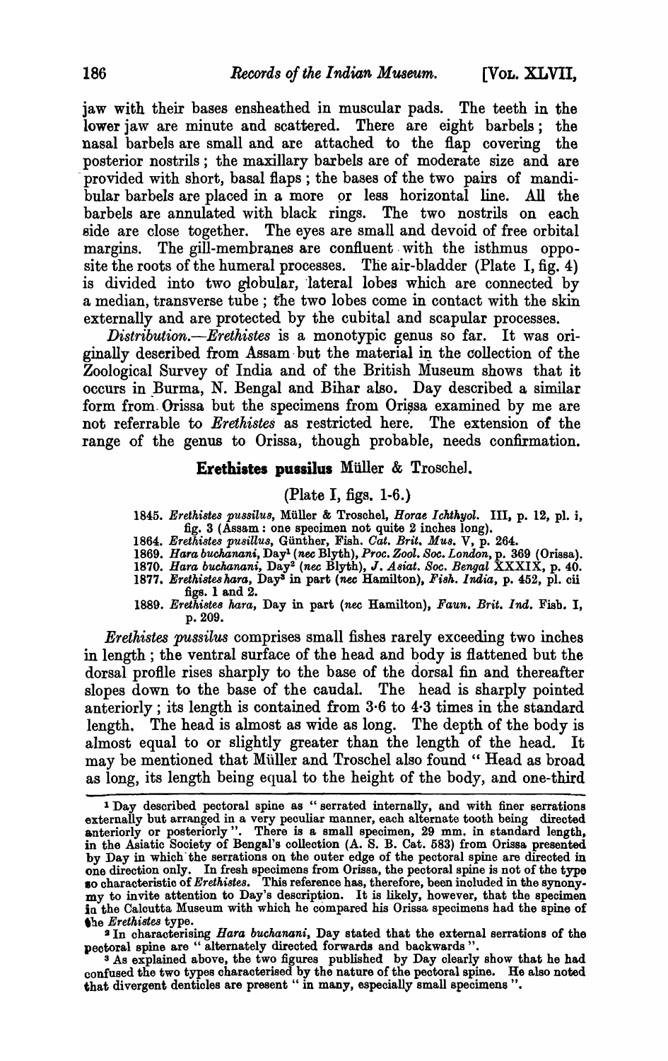jaw with their bases ensheathed in muscular pads. The teeth in the lower jaw are minute and scattered. There are eight barbels; the nasal barbels are small and are attached to the flap covering the posterior nostrils; the maxillary barbels are of moderate size and are provided with short, basal flaps; the bases of the two pairs of mandibular barbels are placed in a more or less horizontal line. All the barbels are annulated with black rings. The two nostrils on each side are close together. The eyes are small and devoid of free orbital margins. The gill-membranes are confluent with the isthmus opposite the roots of the humeral processes. The air-bladder (Plate I, fig. 4) is divided into two globular, lateral lobes which are connected by a median, transverse tube; the two lobes come in contact with the skin externally and are protected by the cubital and scapular processes.

*Distribution.*—*Erethistes* is a monotypic genus so far. It was originally described from Assam but the material in the collection of the Zoological Survey of India and of the British Museum shows that it occurs in Burma, N. Bengal and Bihar also. Day described a similar form from Orissa but the specimens from Orissa examined by me are not referrable to *Erethistes* as restricted here. The extension of the range of the genus to Orissa, though probable, needs confirmation.

### **Erethistes pussilus** Müller & Troschel.

(Plate I, figs. 1-6.)

1845. *Erethistes pussilus*, Müller & Troschel, *Horae Ichthyol.* III, p. 12, pl. i, fig. 3 (Assam: one specimen not quite 2 inches long).
1864. *Erethistes pusillus*, Günther, Fish. *Cat. Brit. Mus.* V, p. 264.
1869. *Hara buchanani*, Day[1] (*nec* Blyth), *Proc. Zool. Soc. London*, p. 369 (Orissa).
1870. *Hara buchanani*, Day[2] (*nec* Blyth), *J. Asiat. Soc. Bengal* XXXIX, p. 40.
1877. *Erethistes hara*, Day[3] in part (*nec* Hamilton), *Fish. India*, p. 452, pl. cii figs. 1 and 2.
1889. *Erethistes hara*, Day in part (*nec* Hamilton), *Faun. Brit. Ind.* Fish. I, p. 209.

*Erethistes pussilus* comprises small fishes rarely exceeding two inches in length; the ventral surface of the head and body is flattened but the dorsal profile rises sharply to the base of the dorsal fin and thereafter slopes down to the base of the caudal. The head is sharply pointed anteriorly; its length is contained from 3·6 to 4·3 times in the standard length. The head is almost as wide as long. The depth of the body is almost equal to or slightly greater than the length of the head. It may be mentioned that Müller and Troschel also found " Head as broad as long, its length being equal to the height of the body, and one-third

---

[1] Day described pectoral spine as " serrated internally, and with finer serrations externally but arranged in a very peculiar manner, each alternate tooth being directed anteriorly or posteriorly ". There is a small specimen, 29 mm. in standard length, in the Asiatic Society of Bengal's collection (A. S. B. Cat. 583) from Orissa presented by Day in which the serrations on the outer edge of the pectoral spine are directed in one direction only. In fresh specimens from Orissa, the pectoral spine is not of the type so characteristic of *Erethistes*. This reference has, therefore, been included in the synonymy to invite attention to Day's description. It is likely, however, that the specimen in the Calcutta Museum with which he compared his Orissa specimens had the spine of the *Erethistes* type.

[2] In characterising *Hara buchanani*, Day stated that the external serrations of the pectoral spine are " alternately directed forwards and backwards ".

[3] As explained above, the two figures published by Day clearly show that he had confused the two types characterised by the nature of the pectoral spine. He also noted that divergent denticles are present " in many, especially small specimens ".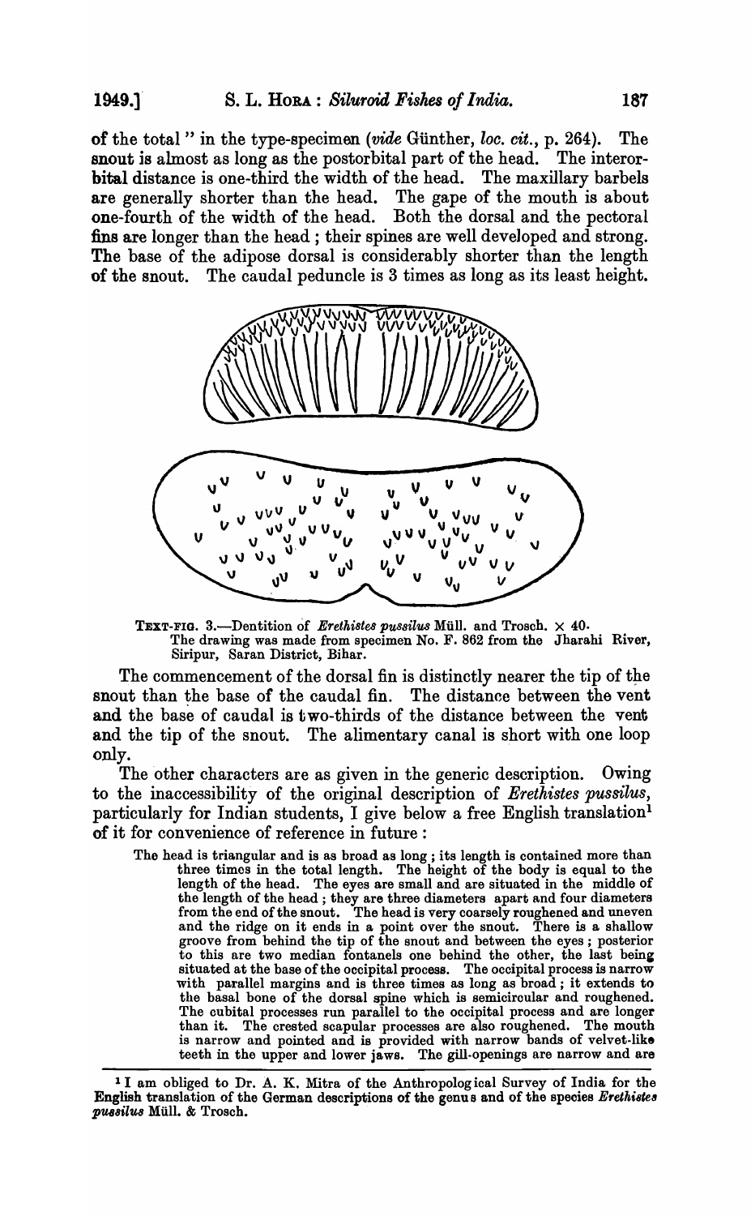of the total" in the type-specimen (*vide* Günther, *loc. cit.*, p. 264). The snout is almost as long as the postorbital part of the head. The interorbital distance is one-third the width of the head. The maxillary barbels are generally shorter than the head. The gape of the mouth is about one-fourth of the width of the head. Both the dorsal and the pectoral fins are longer than the head; their spines are well developed and strong. The base of the adipose dorsal is considerably shorter than the length of the snout. The caudal peduncle is 3 times as long as its least height.

TEXT-FIG. 3.—Dentition of *Erethistes pussilus* Müll. and Trosch. × 40. The drawing was made from specimen No. F. 862 from the Jharahi River, Siripur, Saran District, Bihar.

The commencement of the dorsal fin is distinctly nearer the tip of the snout than the base of the caudal fin. The distance between the vent and the base of caudal is two-thirds of the distance between the vent and the tip of the snout. The alimentary canal is short with one loop only.

The other characters are as given in the generic description. Owing to the inaccessibility of the original description of *Erethistes pussilus*, particularly for Indian students, I give below a free English translation[1] of it for convenience of reference in future:

> The head is triangular and is as broad as long; its length is contained more than three times in the total length. The height of the body is equal to the length of the head. The eyes are small and are situated in the middle of the length of the head; they are three diameters apart and four diameters from the end of the snout. The head is very coarsely roughened and uneven and the ridge on it ends in a point over the snout. There is a shallow groove from behind the tip of the snout and between the eyes; posterior to this are two median fontanels one behind the other, the last being situated at the base of the occipital process. The occipital process is narrow with parallel margins and is three times as long as broad; it extends to the basal bone of the dorsal spine which is semicircular and roughened. The cubital processes run parallel to the occipital process and are longer than it. The crested scapular processes are also roughened. The mouth is narrow and pointed and is provided with narrow bands of velvet-like teeth in the upper and lower jaws. The gill-openings are narrow and are

[1] I am obliged to Dr. A. K. Mitra of the Anthropological Survey of India for the English translation of the German descriptions of the genus and of the species *Erethistes pussilus* Müll. & Trosch.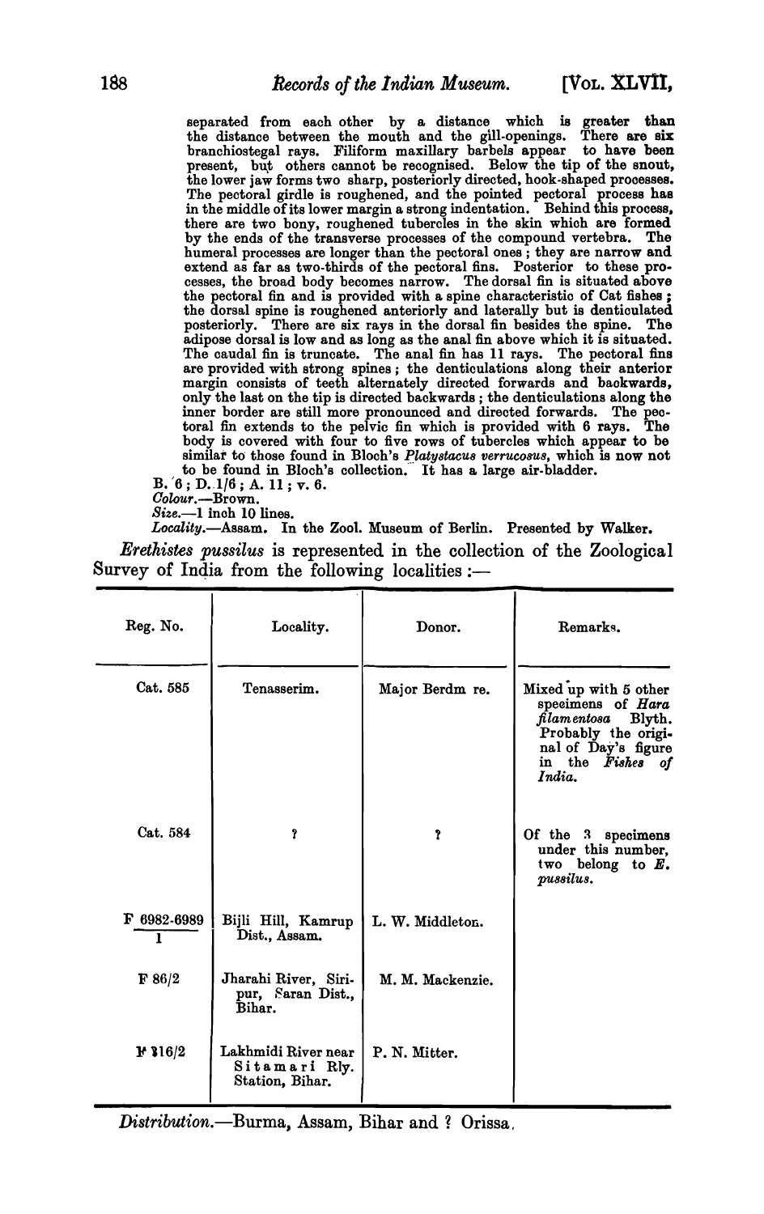separated from each other by a distance which is greater than the distance between the mouth and the gill-openings. There are six branchiostegal rays. Filiform maxillary barbels appear to have been present, but others cannot be recognised. Below the tip of the snout, the lower jaw forms two sharp, posteriorly directed, hook-shaped processes. The pectoral girdle is roughened, and the pointed pectoral process has in the middle of its lower margin a strong indentation. Behind this process, there are two bony, roughened tubercles in the skin which are formed by the ends of the transverse processes of the compound vertebra. The humeral processes are longer than the pectoral ones; they are narrow and extend as far as two-thirds of the pectoral fins. Posterior to these processes, the broad body becomes narrow. The dorsal fin is situated above the pectoral fin and is provided with a spine characteristic of Cat fishes; the dorsal spine is roughened anteriorly and laterally but is denticulated posteriorly. There are six rays in the dorsal fin besides the spine. The adipose dorsal is low and as long as the anal fin above which it is situated. The caudal fin is truncate. The anal fin has 11 rays. The pectoral fins are provided with strong spines; the denticulations along their anterior margin consists of teeth alternately directed forwards and backwards, only the last on the tip is directed backwards; the denticulations along the inner border are still more pronounced and directed forwards. The pectoral fin extends to the pelvic fin which is provided with 6 rays. The body is covered with four to five rows of tubercles which appear to be similar to those found in Bloch's *Platystacus verrucosus*, which is now not to be found in Bloch's collection. It has a large air-bladder.

B. 6; D. 1/6; A. 11; v. 6.

*Colour.*—Brown.

*Size.*—1 inch 10 lines.

*Locality.*—Assam. In the Zool. Museum of Berlin. Presented by Walker.

*Erethistes pussilus* is represented in the collection of the Zoological Survey of India from the following localities:—

| Reg. No. | Locality. | Donor. | Remarks. |
|---|---|---|---|
| Cat. 585 | Tenasserim. | Major Berdm re. | Mixed up with 5 other specimens of *Hara filamentosa* Blyth. Probably the original of Day's figure in the *Fishes of India.* |
| Cat. 584 | ? | ? | Of the 3 specimens under this number, two belong to *E. pussilus.* |
| F 6982-6989 / 1 | Bijli Hill, Kamrup Dist., Assam. | L. W. Middleton. | |
| F 86/2 | Jharahi River, Siripur, Saran Dist., Bihar. | M. M. Mackenzie. | |
| F 316/2 | Lakhmidi River near Sitamari Rly. Station, Bihar. | P. N. Mitter. | |

*Distribution.*—Burma, Assam, Bihar and ? Orissa.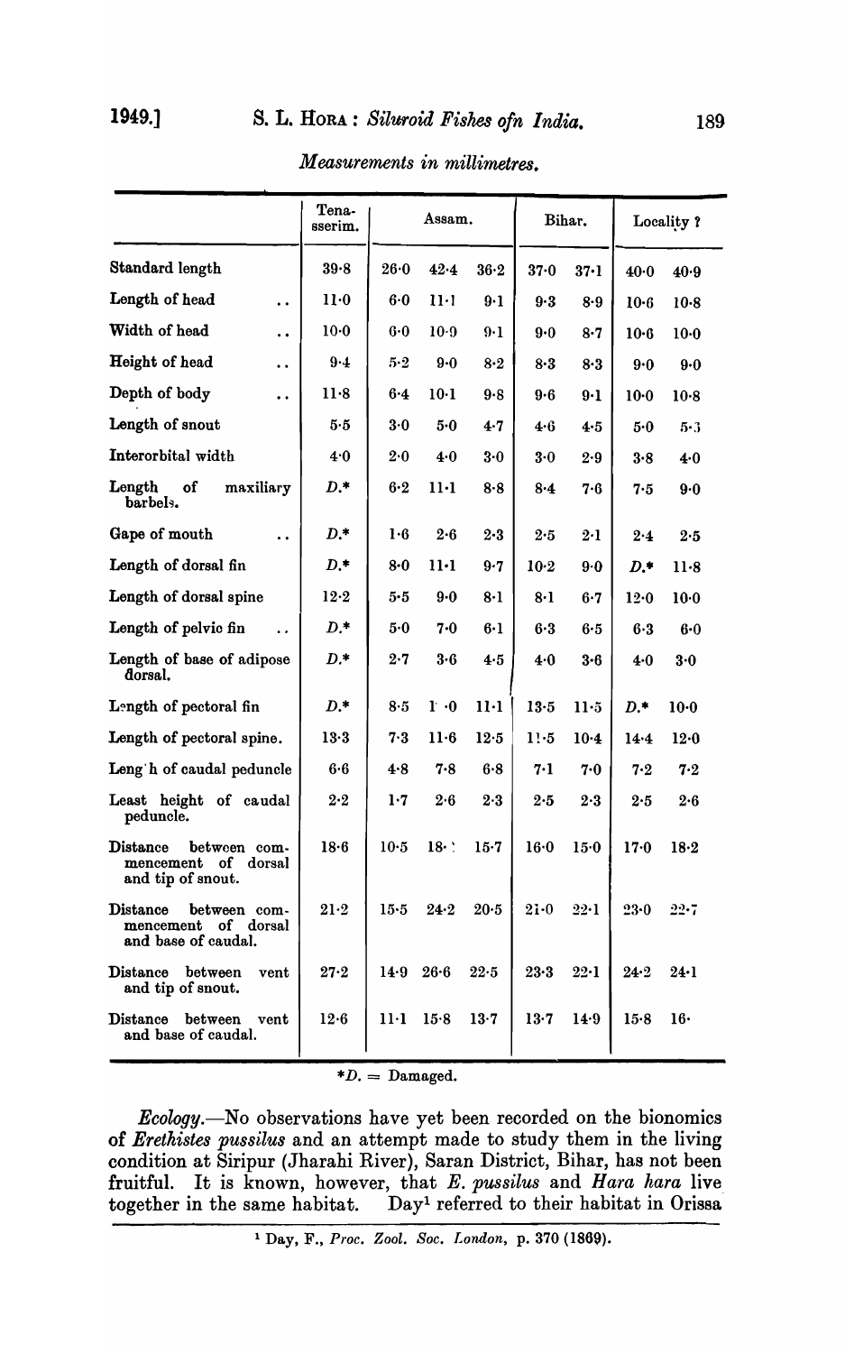*Measurements in millimetres.*

| | Tenasserim. | Assam. | | | Bihar. | | Locality ? | |
|---|---|---|---|---|---|---|---|---|
| Standard length | 39·8 | 26·0 | 42·4 | 36·2 | 37·0 | 37·1 | 40·0 | 40·9 |
| Length of head | 11·0 | 6·0 | 11·1 | 9·1 | 9·3 | 8·9 | 10·6 | 10·8 |
| Width of head | 10·0 | 6·0 | 10·9 | 9·1 | 9·0 | 8·7 | 10·6 | 10·0 |
| Height of head | 9·4 | 5·2 | 9·0 | 8·2 | 8·3 | 8·3 | 9·0 | 9·0 |
| Depth of body | 11·8 | 6·4 | 10·1 | 9·8 | 9·6 | 9·1 | 10·0 | 10·8 |
| Length of snout | 5·5 | 3·0 | 5·0 | 4·7 | 4·6 | 4·5 | 5·0 | 5·3 |
| Interorbital width | 4·0 | 2·0 | 4·0 | 3·0 | 3·0 | 2·9 | 3·8 | 4·0 |
| Length of maxillary barbels. | *D.** | 6·2 | 11·1 | 8·8 | 8·4 | 7·6 | 7·5 | 9·0 |
| Gape of mouth | *D.** | 1·6 | 2·6 | 2·3 | 2·5 | 2·1 | 2·4 | 2·5 |
| Length of dorsal fin | *D.** | 8·0 | 11·1 | 9·7 | 10·2 | 9·0 | *D.** | 11·8 |
| Length of dorsal spine | 12·2 | 5·5 | 9·0 | 8·1 | 8·1 | 6·7 | 12·0 | 10·0 |
| Length of pelvic fin | *D.** | 5·0 | 7·0 | 6·1 | 6·3 | 6·5 | 6·3 | 6·0 |
| Length of base of adipose dorsal. | *D.** | 2·7 | 3·6 | 4·5 | 4·0 | 3·6 | 4·0 | 3·0 |
| Length of pectoral fin | *D.** | 8·5 | 1 ·0 | 11·1 | 13·5 | 11·5 | *D.** | 10·0 |
| Length of pectoral spine. | 13·3 | 7·3 | 11·6 | 12·5 | 11·5 | 10·4 | 14·4 | 12·0 |
| Length of caudal peduncle | 6·6 | 4·8 | 7·8 | 6·8 | 7·1 | 7·0 | 7·2 | 7·2 |
| Least height of caudal peduncle. | 2·2 | 1·7 | 2·6 | 2·3 | 2·5 | 2·3 | 2·5 | 2·6 |
| Distance between commencement of dorsal and tip of snout. | 18·6 | 10·5 | 18· | 15·7 | 16·0 | 15·0 | 17·0 | 18·2 |
| Distance between commencement of dorsal and base of caudal. | 21·2 | 15·5 | 24·2 | 20·5 | 21·0 | 22·1 | 23·0 | 22·7 |
| Distance between vent and tip of snout. | 27·2 | 14·9 | 26·6 | 22·5 | 23·3 | 22·1 | 24·2 | 24·1 |
| Distance between vent and base of caudal. | 12·6 | 11·1 | 15·8 | 13·7 | 13·7 | 14·9 | 15·8 | 16· |

**D.* = Damaged.

*Ecology.*—No observations have yet been recorded on the bionomics of *Erethistes pussilus* and an attempt made to study them in the living condition at Siripur (Jharahi River), Saran District, Bihar, has not been fruitful. It is known, however, that *E. pussilus* and *Hara hara* live together in the same habitat. Day[1] referred to their habitat in Orissa

[1] Day, F., *Proc. Zool. Soc. London*, p. 370 (1869).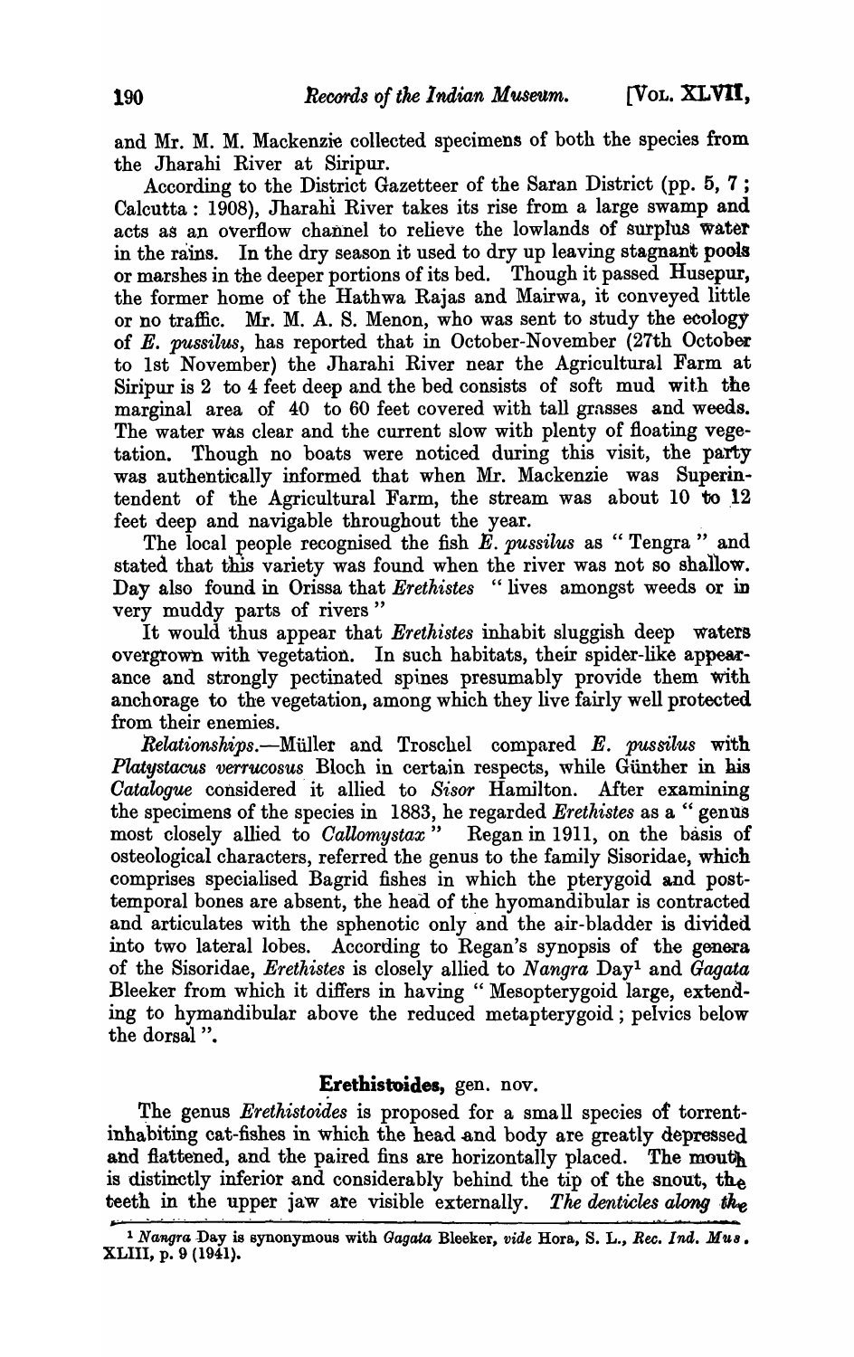and Mr. M. M. Mackenzie collected specimens of both the species from the Jharahi River at Siripur.

According to the District Gazetteer of the Saran District (pp. 5, 7; Calcutta: 1908), Jharahi River takes its rise from a large swamp and acts as an overflow channel to relieve the lowlands of surplus water in the rains. In the dry season it used to dry up leaving stagnant pools or marshes in the deeper portions of its bed. Though it passed Husepur, the former home of the Hathwa Rajas and Mairwa, it conveyed little or no traffic. Mr. M. A. S. Menon, who was sent to study the ecology of *E. pussilus*, has reported that in October-November (27th October to 1st November) the Jharahi River near the Agricultural Farm at Siripur is 2 to 4 feet deep and the bed consists of soft mud with the marginal area of 40 to 60 feet covered with tall grasses and weeds. The water was clear and the current slow with plenty of floating vegetation. Though no boats were noticed during this visit, the party was authentically informed that when Mr. Mackenzie was Superintendent of the Agricultural Farm, the stream was about 10 to 12 feet deep and navigable throughout the year.

The local people recognised the fish *E. pussilus* as "Tengra" and stated that this variety was found when the river was not so shallow. Day also found in Orissa that *Erethistes* "lives amongst weeds or in very muddy parts of rivers"

It would thus appear that *Erethistes* inhabit sluggish deep waters overgrown with vegetation. In such habitats, their spider-like appearance and strongly pectinated spines presumably provide them with anchorage to the vegetation, among which they live fairly well protected from their enemies.

*Relationships.*—Müller and Troschel compared *E. pussilus* with *Platystacus verrucosus* Bloch in certain respects, while Günther in his *Catalogue* considered it allied to *Sisor* Hamilton. After examining the specimens of the species in 1883, he regarded *Erethistes* as a "genus most closely allied to *Callomystax*" Regan in 1911, on the basis of osteological characters, referred the genus to the family Sisoridae, which comprises specialised Bagrid fishes in which the pterygoid and post-temporal bones are absent, the head of the hyomandibular is contracted and articulates with the sphenotic only and the air-bladder is divided into two lateral lobes. According to Regan's synopsis of the genera of the Sisoridae, *Erethistes* is closely allied to *Nangra* Day[1] and *Gagata* Bleeker from which it differs in having "Mesopterygoid large, extending to hymandibular above the reduced metapterygoid; pelvics below the dorsal".

## Erethistoides, gen. nov.

The genus *Erethistoides* is proposed for a small species of torrent-inhabiting cat-fishes in which the head and body are greatly depressed and flattened, and the paired fins are horizontally placed. The mouth is distinctly inferior and considerably behind the tip of the snout, the teeth in the upper jaw are visible externally. *The denticles along the*

[1] *Nangra* Day is synonymous with *Gagata* Bleeker, *vide* Hora, S. L., *Rec. Ind. Mus.* XLIII, p. 9 (1941).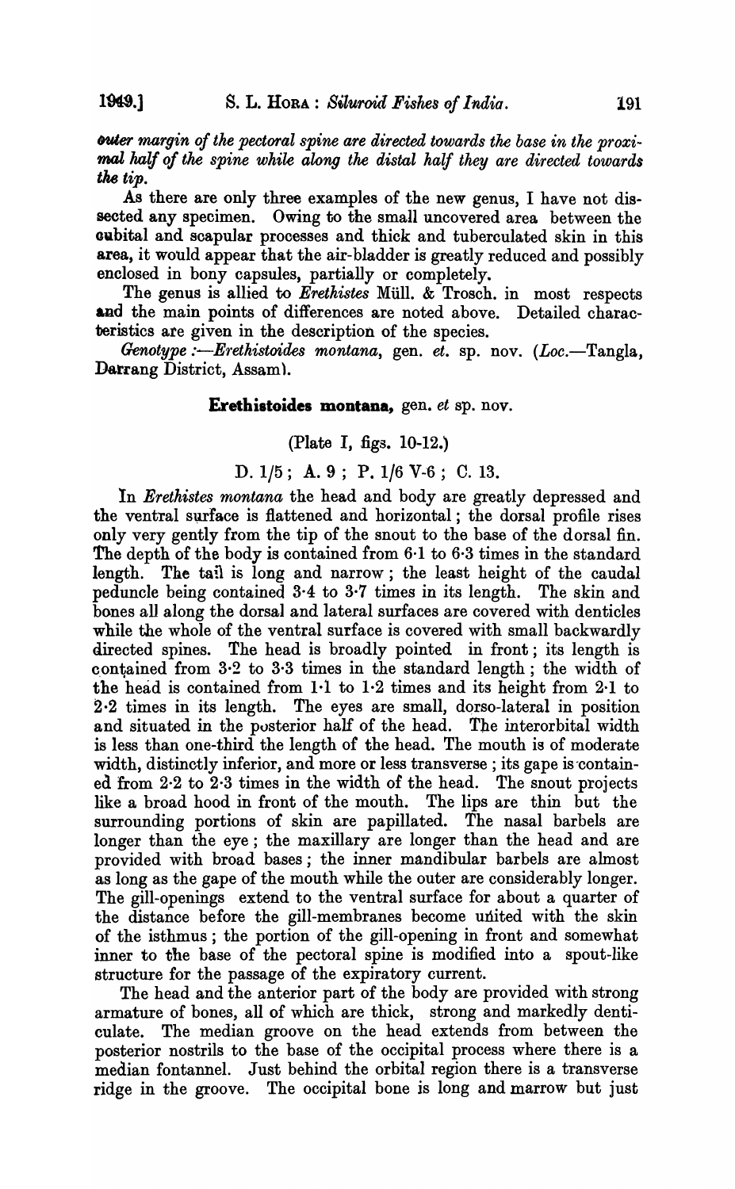*outer margin of the pectoral spine are directed towards the base in the proximal half of the spine while along the distal half they are directed towards the tip.*

As there are only three examples of the new genus, I have not dissected any specimen. Owing to the small uncovered area between the cubital and scapular processes and thick and tuberculated skin in this area, it would appear that the air-bladder is greatly reduced and possibly enclosed in bony capsules, partially or completely.

The genus is allied to *Erethistes* Müll. & Trosch. in most respects and the main points of differences are noted above. Detailed characteristics are given in the description of the species.

*Genotype :—Erethistoides montana*, gen. *et*. sp. nov. (*Loc.*—Tangla, Darrang District, Assam).

**Erethistoides montana,** gen. *et* sp. nov.

(Plate I, figs. 10-12.)

D. 1/5 ; A. 9 ; P. 1/6 V-6 ; C. 13.

In *Erethistes montana* the head and body are greatly depressed and the ventral surface is flattened and horizontal; the dorsal profile rises only very gently from the tip of the snout to the base of the dorsal fin. The depth of the body is contained from 6·1 to 6·3 times in the standard length. The tail is long and narrow; the least height of the caudal peduncle being contained 3·4 to 3·7 times in its length. The skin and bones all along the dorsal and lateral surfaces are covered with denticles while the whole of the ventral surface is covered with small backwardly directed spines. The head is broadly pointed in front; its length is contained from 3·2 to 3·3 times in the standard length; the width of the head is contained from 1·1 to 1·2 times and its height from 2·1 to 2·2 times in its length. The eyes are small, dorso-lateral in position and situated in the posterior half of the head. The interorbital width is less than one-third the length of the head. The mouth is of moderate width, distinctly inferior, and more or less transverse; its gape is contained from 2·2 to 2·3 times in the width of the head. The snout projects like a broad hood in front of the mouth. The lips are thin but the surrounding portions of skin are papillated. The nasal barbels are longer than the eye; the maxillary are longer than the head and are provided with broad bases; the inner mandibular barbels are almost as long as the gape of the mouth while the outer are considerably longer. The gill-openings extend to the ventral surface for about a quarter of the distance before the gill-membranes become united with the skin of the isthmus; the portion of the gill-opening in front and somewhat inner to the base of the pectoral spine is modified into a spout-like structure for the passage of the expiratory current.

The head and the anterior part of the body are provided with strong armature of bones, all of which are thick, strong and markedly denticulate. The median groove on the head extends from between the posterior nostrils to the base of the occipital process where there is a median fontannel. Just behind the orbital region there is a transverse ridge in the groove. The occipital bone is long and marrow but just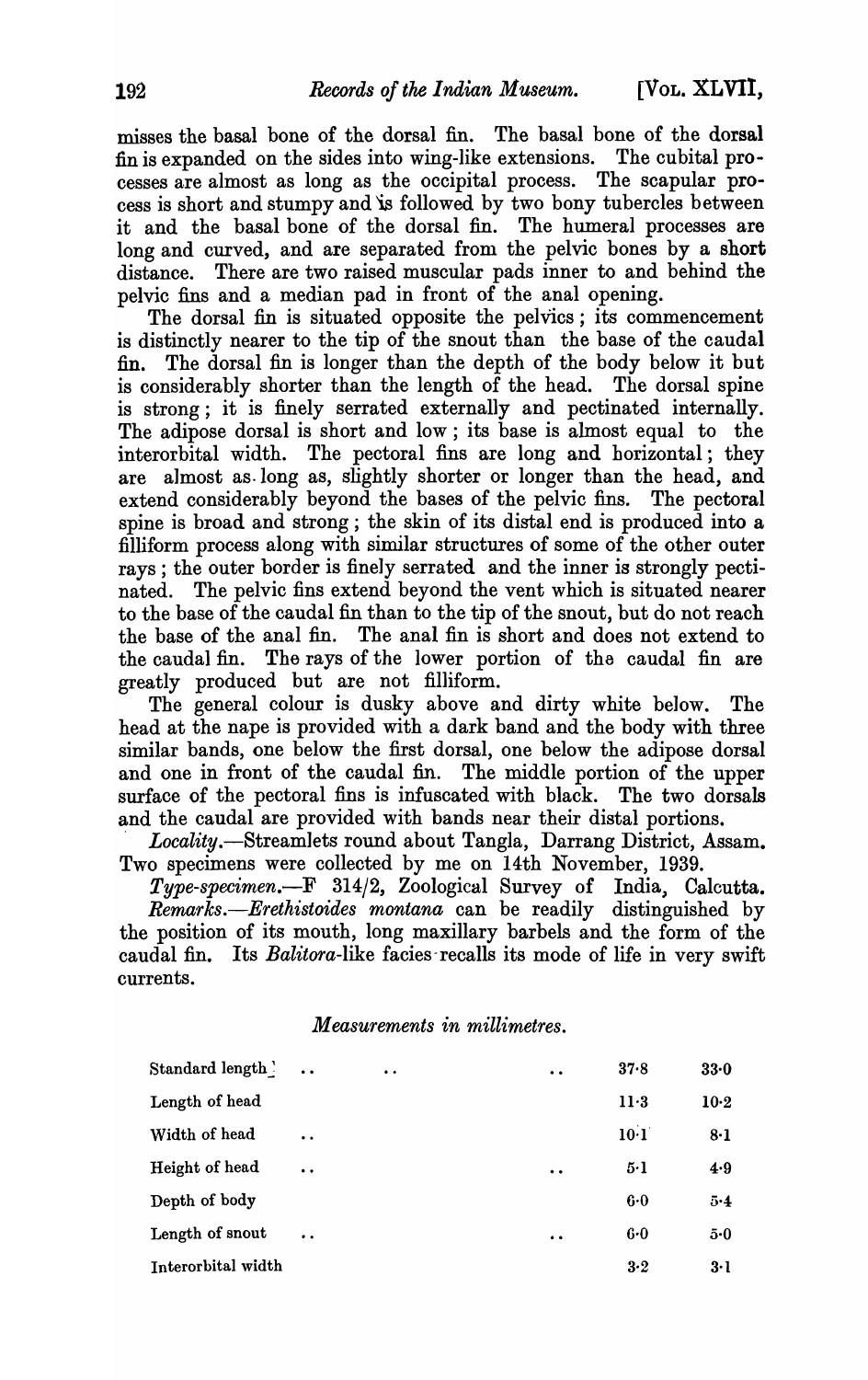misses the basal bone of the dorsal fin. The basal bone of the dorsal fin is expanded on the sides into wing-like extensions. The cubital processes are almost as long as the occipital process. The scapular process is short and stumpy and is followed by two bony tubercles between it and the basal bone of the dorsal fin. The humeral processes are long and curved, and are separated from the pelvic bones by a short distance. There are two raised muscular pads inner to and behind the pelvic fins and a median pad in front of the anal opening.

The dorsal fin is situated opposite the pelvics; its commencement is distinctly nearer to the tip of the snout than the base of the caudal fin. The dorsal fin is longer than the depth of the body below it but is considerably shorter than the length of the head. The dorsal spine is strong; it is finely serrated externally and pectinated internally. The adipose dorsal is short and low; its base is almost equal to the interorbital width. The pectoral fins are long and horizontal; they are almost as long as, slightly shorter or longer than the head, and extend considerably beyond the bases of the pelvic fins. The pectoral spine is broad and strong; the skin of its distal end is produced into a filliform process along with similar structures of some of the other outer rays; the outer border is finely serrated and the inner is strongly pectinated. The pelvic fins extend beyond the vent which is situated nearer to the base of the caudal fin than to the tip of the snout, but do not reach the base of the anal fin. The anal fin is short and does not extend to the caudal fin. The rays of the lower portion of the caudal fin are greatly produced but are not filliform.

The general colour is dusky above and dirty white below. The head at the nape is provided with a dark band and the body with three similar bands, one below the first dorsal, one below the adipose dorsal and one in front of the caudal fin. The middle portion of the upper surface of the pectoral fins is infuscated with black. The two dorsals and the caudal are provided with bands near their distal portions.

*Locality*.—Streamlets round about Tangla, Darrang District, Assam. Two specimens were collected by me on 14th November, 1939.

*Type-specimen*.—F 314/2, Zoological Survey of India, Calcutta.

*Remarks*.—*Erethistoides montana* can be readily distinguished by the position of its mouth, long maxillary barbels and the form of the caudal fin. Its *Balitora*-like facies recalls its mode of life in very swift currents.

*Measurements in millimetres.*

| | | |
|---|---|---|
| Standard length | 37·8 | 33·0 |
| Length of head | 11·3 | 10·2 |
| Width of head | 10·1 | 8·1 |
| Height of head | 5·1 | 4·9 |
| Depth of body | 6·0 | 5·4 |
| Length of snout | 6·0 | 5·0 |
| Interorbital width | 3·2 | 3·1 |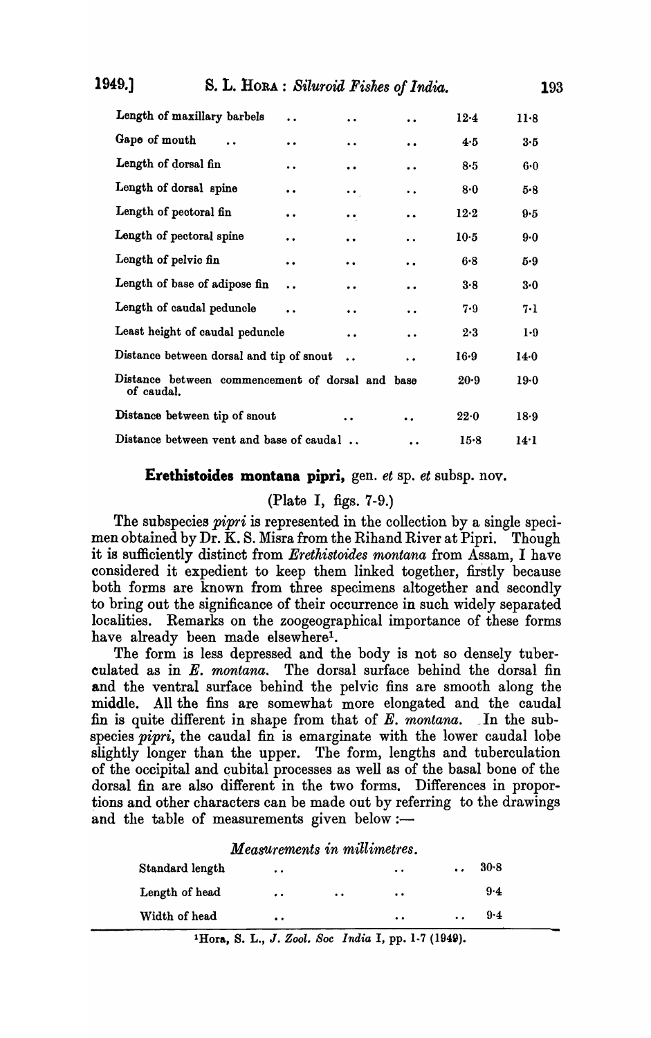| | | |
|---|---|---|
| Length of maxillary barbels .. .. .. | 12·4 | 11·8 |
| Gape of mouth .. .. .. .. | 4·5 | 3·5 |
| Length of dorsal fin .. .. .. | 8·5 | 6·0 |
| Length of dorsal spine .. .. .. | 8·0 | 5·8 |
| Length of pectoral fin .. .. .. | 12·2 | 9·5 |
| Length of pectoral spine .. .. .. | 10·5 | 9·0 |
| Length of pelvic fin .. .. .. | 6·8 | 5·9 |
| Length of base of adipose fin .. .. .. | 3·8 | 3·0 |
| Length of caudal peduncle .. .. .. | 7·9 | 7·1 |
| Least height of caudal peduncle .. .. | 2·3 | 1·9 |
| Distance between dorsal and tip of snout .. .. | 16·9 | 14·0 |
| Distance between commencement of dorsal and base of caudal. | 20·9 | 19·0 |
| Distance between tip of snout .. .. | 22·0 | 18·9 |
| Distance between vent and base of caudal .. .. | 15·8 | 14·1 |

## **Erethistoides montana pipri**, gen. *et* sp. *et* subsp. nov.

(Plate I, figs. 7-9.)

The subspecies *pipri* is represented in the collection by a single specimen obtained by Dr. K. S. Misra from the Rihand River at Pipri. Though it is sufficiently distinct from *Erethistoides montana* from Assam, I have considered it expedient to keep them linked together, firstly because both forms are known from three specimens altogether and secondly to bring out the significance of their occurrence in such widely separated localities. Remarks on the zoogeographical importance of these forms have already been made elsewhere[1].

The form is less depressed and the body is not so densely tuberculated as in *E. montana*. The dorsal surface behind the dorsal fin and the ventral surface behind the pelvic fins are smooth along the middle. All the fins are somewhat more elongated and the caudal fin is quite different in shape from that of *E. montana*. In the subspecies *pipri*, the caudal fin is emarginate with the lower caudal lobe slightly longer than the upper. The form, lengths and tuberculation of the occipital and cubital processes as well as of the basal bone of the dorsal fin are also different in the two forms. Differences in proportions and other characters can be made out by referring to the drawings and the table of measurements given below:—

*Measurements in millimetres.*

| | |
|---|---|
| Standard length .. .. .. | 30·8 |
| Length of head .. .. .. | 9·4 |
| Width of head .. .. .. | 9·4 |

[1]Hora, S. L., *J. Zool. Soc India* I, pp. 1-7 (1949).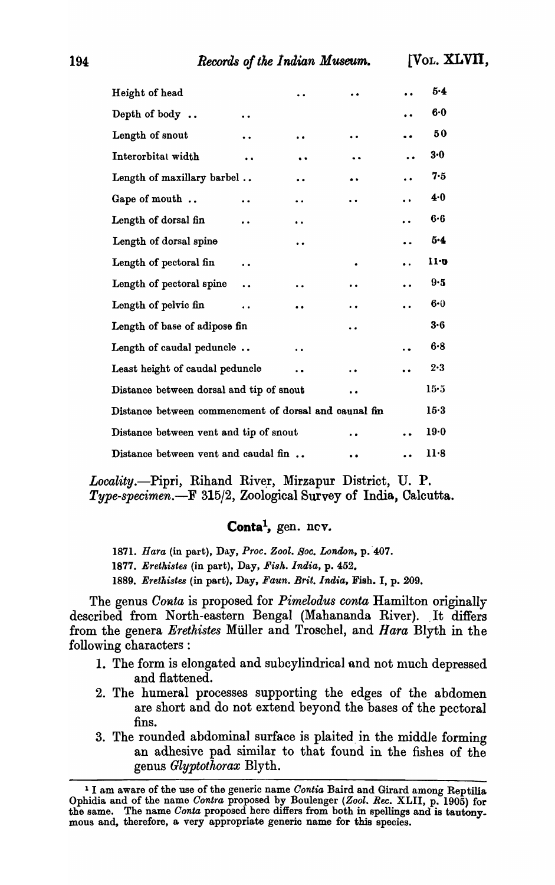| | |
|---|---|
| Height of head | 5·4 |
| Depth of body | 6·0 |
| Length of snout | 50 |
| Interorbital width | 3·0 |
| Length of maxillary barbel | 7·5 |
| Gape of mouth | 4·0 |
| Length of dorsal fin | 6·6 |
| Length of dorsal spine | 5·4 |
| Length of pectoral fin | 11·0 |
| Length of pectoral spine | 9·5 |
| Length of pelvic fin | 6·0 |
| Length of base of adipose fin | 3·6 |
| Length of caudal peduncle | 6·8 |
| Least height of caudal peduncle | 2·3 |
| Distance between dorsal and tip of snout | 15·5 |
| Distance between commencement of dorsal and caudal fin | 15·3 |
| Distance between vent and tip of snout | 19·0 |
| Distance between vent and caudal fin | 11·8 |

*Locality*.—Pipri, Rihand River, Mirzapur District, U. P.
*Type-specimen*.—F 315/2, Zoological Survey of India, Calcutta.

## **Conta**[1], gen. nov.

1871. *Hara* (in part), Day, *Proc. Zool. Soc. London*, p. 407.
1877. *Erethistes* (in part), Day, *Fish. India*, p. 452.
1889. *Erethistes* (in part), Day, *Faun. Brit. India*, Fish. I, p. 209.

The genus *Conta* is proposed for *Pimelodus conta* Hamilton originally described from North-eastern Bengal (Mahananda River). It differs from the genera *Erethistes* Müller and Troschel, and *Hara* Blyth in the following characters :

1. The form is elongated and subcylindrical and not much depressed and flattened.
2. The humeral processes supporting the edges of the abdomen are short and do not extend beyond the bases of the pectoral fins.
3. The rounded abdominal surface is plaited in the middle forming an adhesive pad similar to that found in the fishes of the genus *Glyptothorax* Blyth.

---

[1] I am aware of the use of the generic name *Contia* Baird and Girard among Reptilia Ophidia and of the name *Contra* proposed by Boulenger (*Zool. Rec.* XLII, p. 1905) for the same. The name *Conta* proposed here differs from both in spellings and is tautonymous and, therefore, a very appropriate generic name for this species.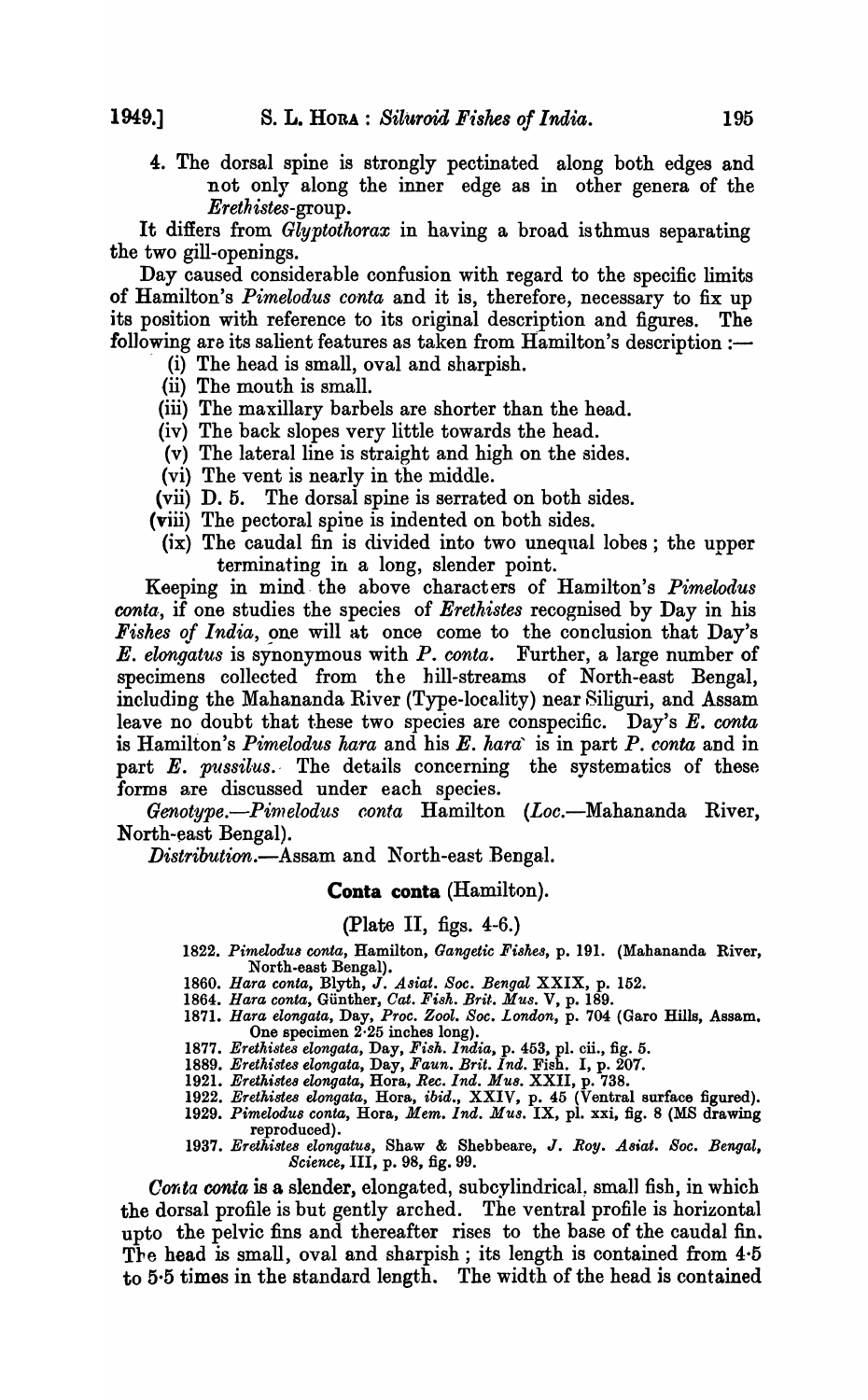4. The dorsal spine is strongly pectinated along both edges and not only along the inner edge as in other genera of the *Erethistes*-group.

It differs from *Glyptothorax* in having a broad isthmus separating the two gill-openings.

Day caused considerable confusion with regard to the specific limits of Hamilton's *Pimelodus conta* and it is, therefore, necessary to fix up its position with reference to its original description and figures. The following are its salient features as taken from Hamilton's description :—

- (i) The head is small, oval and sharpish.
- (ii) The mouth is small.
- (iii) The maxillary barbels are shorter than the head.
- (iv) The back slopes very little towards the head.
- (v) The lateral line is straight and high on the sides.
- (vi) The vent is nearly in the middle.
- (vii) D. 5. The dorsal spine is serrated on both sides.
- (viii) The pectoral spine is indented on both sides.
- (ix) The caudal fin is divided into two unequal lobes ; the upper terminating in a long, slender point.

Keeping in mind the above characters of Hamilton's *Pimelodus conta*, if one studies the species of *Erethistes* recognised by Day in his *Fishes of India*, one will at once come to the conclusion that Day's *E. elongatus* is synonymous with *P. conta*. Further, a large number of specimens collected from the hill-streams of North-east Bengal, including the Mahananda River (Type-locality) near Siliguri, and Assam leave no doubt that these two species are conspecific. Day's *E. conta* is Hamilton's *Pimelodus hara* and his *E. hara* is in part *P. conta* and in part *E. pussilus*. The details concerning the systematics of these forms are discussed under each species.

*Genotype.—Pimelodus conta* Hamilton (*Loc.*—Mahananda River, North-east Bengal).

*Distribution.*—Assam and North-east Bengal.

### Conta conta (Hamilton).

(Plate II, figs. 4-6.)

1822. *Pimelodus conta*, Hamilton, *Gangetic Fishes*, p. 191. (Mahananda River, North-east Bengal).
1860. *Hara conta*, Blyth, *J. Asiat. Soc. Bengal* XXIX, p. 152.
1864. *Hara conta*, Günther, *Cat. Fish. Brit. Mus.* V, p. 189.
1871. *Hara elongata*, Day, *Proc. Zool. Soc. London*, p. 704 (Garo Hills, Assam. One specimen 2·25 inches long).
1877. *Erethistes elongata*, Day, *Fish. India*, p. 453, pl. cii., fig. 5.
1889. *Erethistes elongata*, Day, *Faun. Brit. Ind.* Fish. I, p. 207.
1921. *Erethistes elongata*, Hora, *Rec. Ind. Mus.* XXII, p. 738.
1922. *Erethistes elongata*, Hora, *ibid.*, XXIV, p. 45 (Ventral surface figured).
1929. *Pimelodus conta*, Hora, *Mem. Ind. Mus.* IX, pl. xxi, fig. 8 (MS drawing reproduced).
1937. *Erethistes elongatus*, Shaw & Shebbeare, *J. Roy. Asiat. Soc. Bengal, Science*, III, p. 98, fig. 99.

*Conta conta* is a slender, elongated, subcylindrical, small fish, in which the dorsal profile is but gently arched. The ventral profile is horizontal upto the pelvic fins and thereafter rises to the base of the caudal fin. The head is small, oval and sharpish ; its length is contained from 4·5 to 5·5 times in the standard length. The width of the head is contained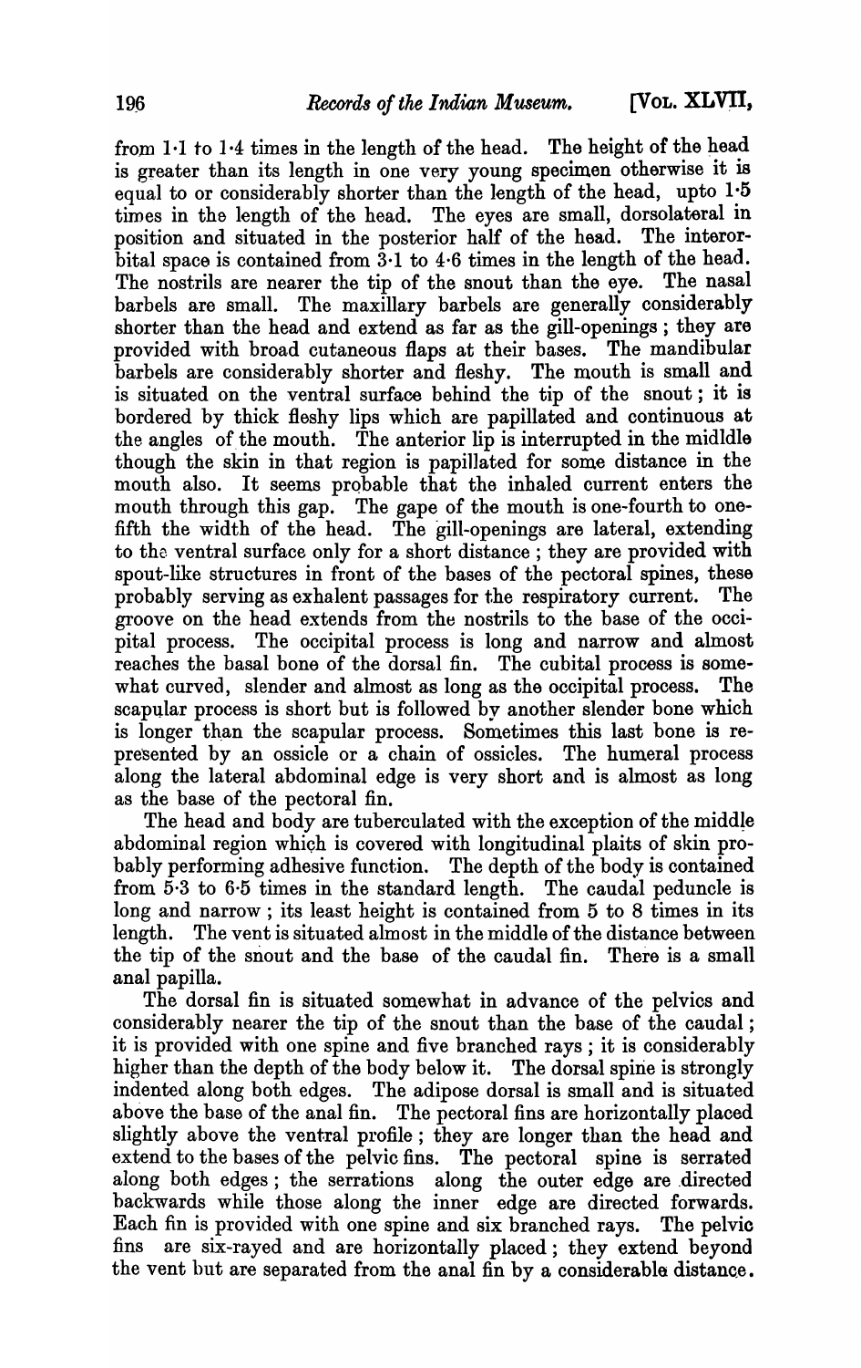from 1·1 to 1·4 times in the length of the head. The height of the head is greater than its length in one very young specimen otherwise it is equal to or considerably shorter than the length of the head, upto 1·5 times in the length of the head. The eyes are small, dorsolateral in position and situated in the posterior half of the head. The interorbital space is contained from 3·1 to 4·6 times in the length of the head. The nostrils are nearer the tip of the snout than the eye. The nasal barbels are small. The maxillary barbels are generally considerably shorter than the head and extend as far as the gill-openings; they are provided with broad cutaneous flaps at their bases. The mandibular barbels are considerably shorter and fleshy. The mouth is small and is situated on the ventral surface behind the tip of the snout; it is bordered by thick fleshy lips which are papillated and continuous at the angles of the mouth. The anterior lip is interrupted in the midldle though the skin in that region is papillated for some distance in the mouth also. It seems probable that the inhaled current enters the mouth through this gap. The gape of the mouth is one-fourth to one-fifth the width of the head. The gill-openings are lateral, extending to the ventral surface only for a short distance; they are provided with spout-like structures in front of the bases of the pectoral spines, these probably serving as exhalent passages for the respiratory current. The groove on the head extends from the nostrils to the base of the occipital process. The occipital process is long and narrow and almost reaches the basal bone of the dorsal fin. The cubital process is somewhat curved, slender and almost as long as the occipital process. The scapular process is short but is followed by another slender bone which is longer than the scapular process. Sometimes this last bone is represented by an ossicle or a chain of ossicles. The humeral process along the lateral abdominal edge is very short and is almost as long as the base of the pectoral fin.

The head and body are tuberculated with the exception of the middle abdominal region which is covered with longitudinal plaits of skin probably performing adhesive function. The depth of the body is contained from 5·3 to 6·5 times in the standard length. The caudal peduncle is long and narrow; its least height is contained from 5 to 8 times in its length. The vent is situated almost in the middle of the distance between the tip of the snout and the base of the caudal fin. There is a small anal papilla.

The dorsal fin is situated somewhat in advance of the pelvics and considerably nearer the tip of the snout than the base of the caudal; it is provided with one spine and five branched rays; it is considerably higher than the depth of the body below it. The dorsal spine is strongly indented along both edges. The adipose dorsal is small and is situated above the base of the anal fin. The pectoral fins are horizontally placed slightly above the ventral profile; they are longer than the head and extend to the bases of the pelvic fins. The pectoral spine is serrated along both edges; the serrations along the outer edge are directed backwards while those along the inner edge are directed forwards. Each fin is provided with one spine and six branched rays. The pelvic fins are six-rayed and are horizontally placed; they extend beyond the vent but are separated from the anal fin by a considerable distance.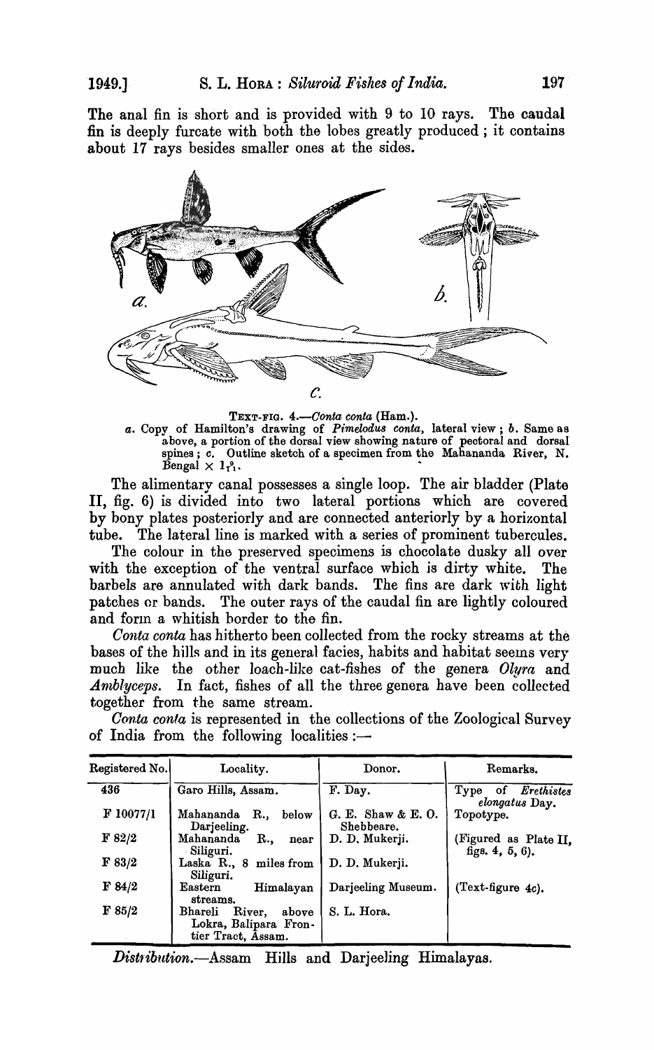The anal fin is short and is provided with 9 to 10 rays. The caudal fin is deeply furcate with both the lobes greatly produced; it contains about 17 rays besides smaller ones at the sides.

TEXT-FIG. 4.—*Conta conta* (Ham.).
*a*. Copy of Hamilton's drawing of *Pimelodus conta*, lateral view; *b*. Same as above, a portion of the dorsal view showing nature of pectoral and dorsal spines; *c*. Outline sketch of a specimen from the Mahananda River, N. Bengal × $1\frac{9}{11}$.

The alimentary canal possesses a single loop. The air bladder (Plate II, fig. 6) is divided into two lateral portions which are covered by bony plates posteriorly and are connected anteriorly by a horizontal tube. The lateral line is marked with a series of prominent tubercules.

The colour in the preserved specimens is chocolate dusky all over with the exception of the ventral surface which is dirty white. The barbels are annulated with dark bands. The fins are dark with light patches or bands. The outer rays of the caudal fin are lightly coloured and form a whitish border to the fin.

*Conta conta* has hitherto been collected from the rocky streams at the bases of the hills and in its general facies, habits and habitat seems very much like the other loach-like cat-fishes of the genera *Olyra* and *Amblyceps*. In fact, fishes of all the three genera have been collected together from the same stream.

*Conta conta* is represented in the collections of the Zoological Survey of India from the following localities:—

| Registered No. | Locality. | Donor. | Remarks. |
|---|---|---|---|
| 436 | Garo Hills, Assam. | F. Day. | Type of *Erethistes elongatus* Day. |
| F 10077/1 | Mahananda R., below Darjeeling. | G. E. Shaw & E. O. Shebbeare. | Topotype. |
| F 82/2 | Mahananda R., near Siliguri. | D. D. Mukerji. | (Figured as Plate II, figs. 4, 5, 6). |
| F 83/2 | Laska R., 8 miles from Siliguri. | D. D. Mukerji. | |
| F 84/2 | Eastern Himalayan streams. | Darjeeling Museum. | (Text-figure 4c). |
| F 85/2 | Bhareli River, above Lokra, Balipara Frontier Tract, Assam. | S. L. Hora. | |

*Distribution.*—Assam Hills and Darjeeling Himalayas.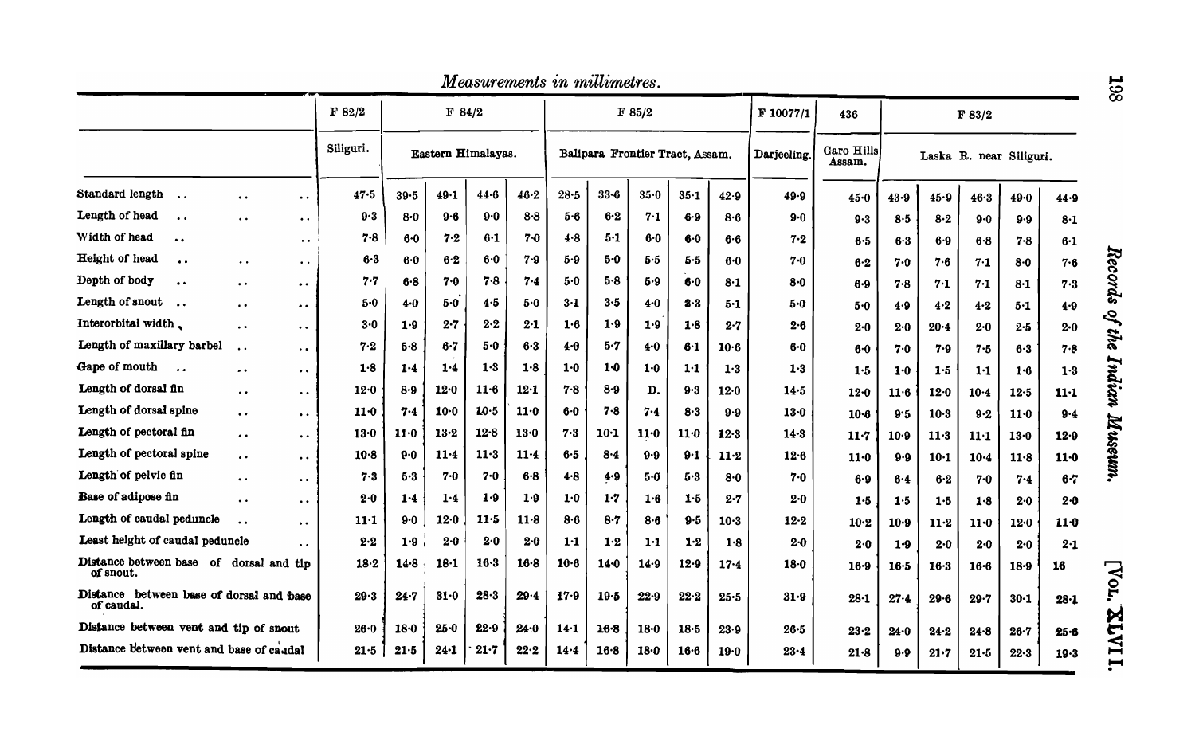*Measurements in millimetres.*

| | F 82/2 | F 84/2 | | | | F 85/2 | | | | | F 10077/1 | 436 | F 83/2 | | | | |
|---|---|---|---|---|---|---|---|---|---|---|---|---|---|---|---|---|---|
| | Siliguri. | Eastern Himalayas. | | | | Balipara Frontier Tract, Assam. | | | | | Darjeeling. | Garo Hills Assam. | Laska R. near Siliguri. | | | | |
| Standard length | 47·5 | 39·5 | 49·1 | 44·6 | 46·2 | 28·5 | 33·6 | 35·0 | 35·1 | 42·9 | 49·9 | 45·0 | 43·9 | 45·9 | 46·3 | 49·0 | 44·9 |
| Length of head | 9·3 | 8·0 | 9·6 | 9·0 | 8·8 | 5·6 | 6·2 | 7·1 | 6·9 | 8·6 | 9·0 | 9·3 | 8·5 | 8·2 | 9·0 | 9·9 | 8·1 |
| Width of head | 7·8 | 6·0 | 7·2 | 6·1 | 7·0 | 4·8 | 5·1 | 6·0 | 6·0 | 6·6 | 7·2 | 6·5 | 6·3 | 6·9 | 6·8 | 7·8 | 6·1 |
| Height of head | 6·3 | 6·0 | 6·2 | 6·0 | 7·9 | 5·9 | 5·0 | 5·5 | 5·5 | 6·0 | 7·0 | 6·2 | 7·0 | 7·6 | 7·1 | 8·0 | 7·6 |
| Depth of body | 7·7 | 6·8 | 7·0 | 7·8 | 7·4 | 5·0 | 5·8 | 5·9 | 6·0 | 8·1 | 8·0 | 6·9 | 7·8 | 7·1 | 7·1 | 8·1 | 7·3 |
| Length of snout | 5·0 | 4·0 | 5·0 | 4·5 | 5·0 | 3·1 | 3·5 | 4·0 | 3·3 | 5·1 | 5·0 | 5·0 | 4·9 | 4·2 | 4·2 | 5·1 | 4·9 |
| Interorbital width | 3·0 | 1·9 | 2·7 | 2·2 | 2·1 | 1·6 | 1·9 | 1·9 | 1·8 | 2·7 | 2·6 | 2·0 | 2·0 | 20·4 | 2·0 | 2·5 | 2·0 |
| Length of maxillary barbel | 7·2 | 5·8 | 6·7 | 5·0 | 6·3 | 4·6 | 5·7 | 4·0 | 6·1 | 10·6 | 6·0 | 6·0 | 7·0 | 7·9 | 7·5 | 6·3 | 7·8 |
| Gape of mouth | 1·8 | 1·4 | 1·4 | 1·3 | 1·8 | 1·0 | 1·0 | 1·0 | 1·1 | 1·3 | 1·3 | 1·5 | 1·0 | 1·5 | 1·1 | 1·6 | 1·3 |
| Length of dorsal fin | 12·0 | 8·9 | 12·0 | 11·6 | 12·1 | 7·8 | 8·9 | D. | 9·3 | 12·0 | 14·5 | 12·0 | 11·6 | 12·0 | 10·4 | 12·5 | 11·1 |
| Length of dorsal spine | 11·0 | 7·4 | 10·0 | 10·5 | 11·0 | 6·0 | 7·8 | 7·4 | 8·3 | 9·9 | 13·0 | 10·6 | 9·5 | 10·3 | 9·2 | 11·0 | 9·4 |
| Length of pectoral fin | 13·0 | 11·0 | 13·2 | 12·8 | 13·0 | 7·3 | 10·1 | 11·0 | 11·0 | 12·3 | 14·3 | 11·7 | 10·9 | 11·3 | 11·1 | 13·0 | 12·9 |
| Length of pectoral spine | 10·8 | 9·0 | 11·4 | 11·3 | 11·4 | 6·5 | 8·4 | 9·9 | 9·1 | 11·2 | 12·6 | 11·0 | 9·9 | 10·1 | 10·4 | 11·8 | 11·0 |
| Length of pelvic fin | 7·3 | 5·3 | 7·0 | 7·0 | 6·8 | 4·8 | 4·9 | 5·0 | 5·3 | 8·0 | 7·0 | 6·9 | 6·4 | 6·2 | 7·0 | 7·4 | 6·7 |
| Base of adipose fin | 2·0 | 1·4 | 1·4 | 1·9 | 1·9 | 1·0 | 1·7 | 1·6 | 1·5 | 2·7 | 2·0 | 1·5 | 1·5 | 1·5 | 1·8 | 2·0 | 2·0 |
| Length of caudal peduncle | 11·1 | 9·0 | 12·0 | 11·5 | 11·8 | 8·6 | 8·7 | 8·6 | 9·5 | 10·3 | 12·2 | 10·2 | 10·9 | 11·2 | 11·0 | 12·0 | 11·0 |
| Least height of caudal peduncle | 2·2 | 1·9 | 2·0 | 2·0 | 2·0 | 1·1 | 1·2 | 1·1 | 1·2 | 1·8 | 2·0 | 2·0 | 1·9 | 2·0 | 2·0 | 2·0 | 2·1 |
| Distance between base of dorsal and tip of snout. | 18·2 | 14·8 | 18·1 | 16·3 | 16·8 | 10·6 | 14·0 | 14·9 | 12·9 | 17·4 | 18·0 | 16·9 | 16·5 | 16·3 | 16·6 | 18·9 | 16 |
| Distance between base of dorsal and base of caudal. | 29·3 | 24·7 | 31·0 | 28·3 | 29·4 | 17·9 | 19·5 | 22·9 | 22·2 | 25·5 | 31·9 | 28·1 | 27·4 | 29·6 | 29·7 | 30·1 | 28·1 |
| Distance between vent and tip of snout | 26·0 | 18·0 | 25·0 | 22·9 | 24·0 | 14·1 | 16·8 | 18·0 | 18·5 | 23·9 | 26·5 | 23·2 | 24·0 | 24·2 | 24·8 | 26·7 | 25·6 |
| Distance between vent and base of caudal | 21·5 | 21·5 | 24·1 | 21·7 | 22·2 | 14·4 | 16·8 | 18·0 | 16·6 | 19·0 | 23·4 | 21·8 | 9·9 | 21·7 | 21·5 | 22·3 | 19·3 |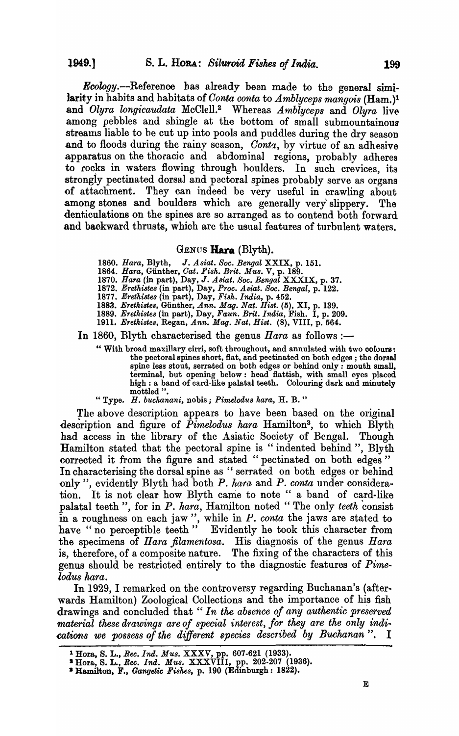*Ecology*.—Reference has already been made to the general similarity in habits and habitats of *Conta conta* to *Amblyceps mangois* (Ham.)[1] and *Olyra longicaudata* McClell.[2] Whereas *Amblyceps* and *Olyra* live among pebbles and shingle at the bottom of small submountainous streams liable to be cut up into pools and puddles during the dry season and to floods during the rainy season, *Conta*, by virtue of an adhesive apparatus on the thoracic and abdominal regions, probably adheres to rocks in waters flowing through boulders. In such crevices, its strongly pectinated dorsal and pectoral spines probably serve as organs of attachment. They can indeed be very useful in crawling about among stones and boulders which are generally very slippery. The denticulations on the spines are so arranged as to contend both forward and backward thrusts, which are the usual features of turbulent waters.

## GENUS **Hara** (Blyth).

1860. *Hara*, Blyth, *J. Asiat. Soc. Bengal* XXIX, p. 151.
1864. *Hara*, Günther, *Cat. Fish. Brit. Mus.* V, p. 189.
1870. *Hara* (in part), Day, *J. Asiat. Soc. Bengal* XXXIX, p. 37.
1872. *Erethistes* (in part), Day, *Proc. Asiat. Soc. Bengal*, p. 122.
1877. *Erethistes* (in part), Day, *Fish. India*, p. 452.
1883. *Erethistes*, Günther, *Ann. Mag. Nat. Hist.* (5), XI, p. 139.
1889. *Erethistes* (in part), Day, *Faun. Brit. India*, Fish. I, p. 209.
1911. *Erethistes*, Regan, *Ann. Mag. Nat. Hist.* (8), VIII, p. 564.

In 1860, Blyth characterised the genus *Hara* as follows :—

> " With broad maxillary cirri, soft throughout, and annulated with two colours; the pectoral spines short, flat, and pectinated on both edges ; the dorsal spine less stout, serrated on both edges or behind only : mouth small, terminal, but opening below : head flattish, with small eyes placed high : a band of card-like palatal teeth. Colouring dark and minutely mottled ".
>
> " Type. *H. buchanani*, nobis ; *Pimelodus hara*, H. B. "

The above description appears to have been based on the original description and figure of *Pimelodus hara* Hamilton[3], to which Blyth had access in the library of the Asiatic Society of Bengal. Though Hamilton stated that the pectoral spine is " indented behind ", Blyth corrected it from the figure and stated " pectinated on both edges " In characterising the dorsal spine as " serrated on both edges or behind only ", evidently Blyth had both *P. hara* and *P. conta* under consideration. It is not clear how Blyth came to note " a band of card-like palatal teeth ", for in *P. hara*, Hamilton noted " The only *teeth* consist in a roughness on each jaw ", while in *P. conta* the jaws are stated to have " no perceptible teeth " Evidently he took this character from the specimens of *Hara filamentosa*. His diagnosis of the genus *Hara* is, therefore, of a composite nature. The fixing of the characters of this genus should be restricted entirely to the diagnostic features of *Pimelodus hara*.

In 1929, I remarked on the controversy regarding Buchanan's (afterwards Hamilton) Zoological Collections and the importance of his fish drawings and concluded that " *In the absence of any authentic preserved material these drawings are of special interest, for they are the only indications we possess of the different species described by Buchanan* ". I

---

[1] Hora, S. L., *Rec. Ind. Mus.* XXXV, pp. 607-621 (1933).
[2] Hora, S. L., *Rec. Ind. Mus.* XXXVIII, pp. 202-207 (1936).
[3] Hamilton, F., *Gangetic Fishes*, p. 190 (Edinburgh: 1822).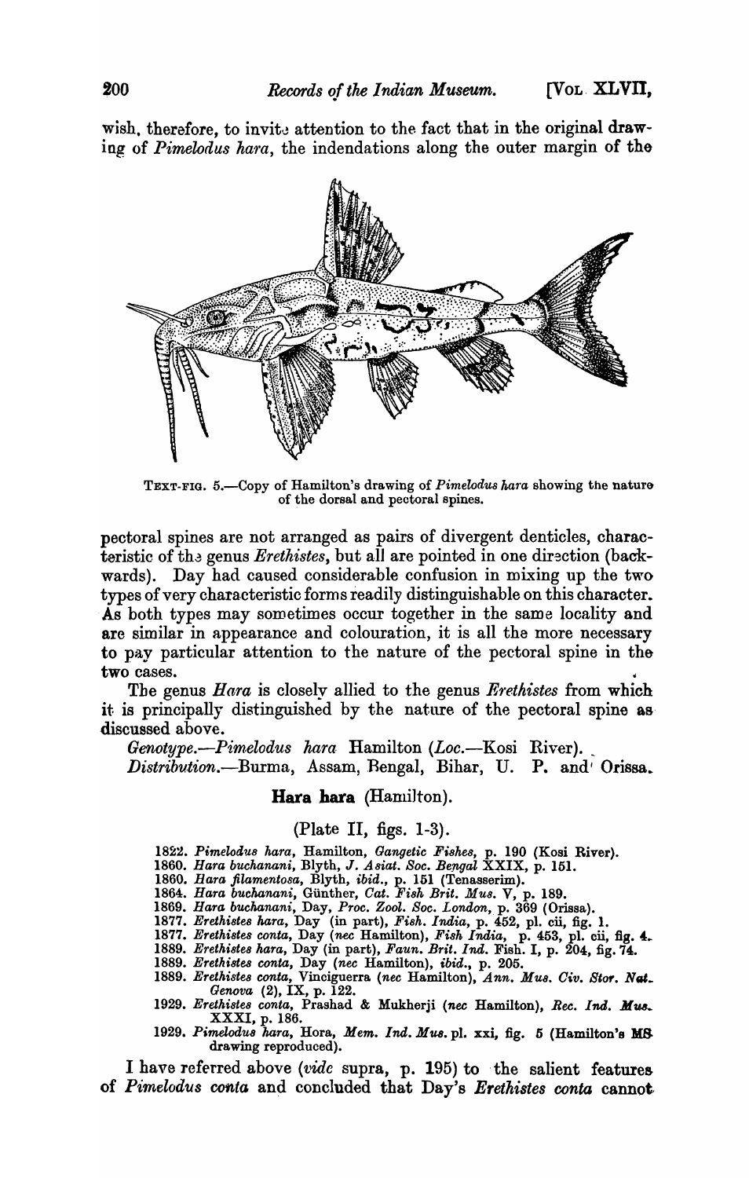wish, therefore, to invite attention to the fact that in the original drawing of *Pimelodus hara*, the indendations along the outer margin of the

TEXT-FIG. 5.—Copy of Hamilton's drawing of *Pimelodus hara* showing the nature of the dorsal and pectoral spines.

pectoral spines are not arranged as pairs of divergent denticles, characteristic of the genus *Erethistes*, but all are pointed in one direction (backwards). Day had caused considerable confusion in mixing up the two types of very characteristic forms readily distinguishable on this character. As both types may sometimes occur together in the same locality and are similar in appearance and colouration, it is all the more necessary to pay particular attention to the nature of the pectoral spine in the two cases.

The genus *Hara* is closely allied to the genus *Erethistes* from which it is principally distinguished by the nature of the pectoral spine as discussed above.

*Genotype.—Pimelodus hara* Hamilton (*Loc.*—Kosi River).

*Distribution.*—Burma, Assam, Bengal, Bihar, U. P. and Orissa.

### Hara hara (Hamilton).

(Plate II, figs. 1-3).

1822. *Pimelodus hara*, Hamilton, *Gangetic Fishes*, p. 190 (Kosi River).
1860. *Hara buchanani*, Blyth, *J. Asiat. Soc. Bengal* XXIX, p. 151.
1860. *Hara filamentosa*, Blyth, *ibid.*, p. 151 (Tenasserim).
1864. *Hara buchanani*, Günther, *Cat. Fish Brit. Mus.* V, p. 189.
1869. *Hara buchanani*, Day, *Proc. Zool. Soc. London*, p. 369 (Orissa).
1877. *Erethistes hara*, Day (in part), *Fish. India*, p. 452, pl. cii, fig. 1.
1877. *Erethistes conta*, Day (*nec* Hamilton), *Fish India*, p. 453, pl. cii, fig. 4.
1889. *Erethistes hara*, Day (in part), *Faun. Brit. Ind.* Fish. I, p. 204, fig. 74.
1889. *Erethistes conta*, Day (*nec* Hamilton), *ibid.*, p. 205.
1889. *Erethistes conta*, Vinciguerra (*nec* Hamilton), *Ann. Mus. Civ. Stor. Nat. Genova* (2), IX, p. 122.
1929. *Erethistes conta*, Prashad & Mukherji (*nec* Hamilton), *Rec. Ind. Mus.* XXXI, p. 186.
1929. *Pimelodus hara*, Hora, *Mem. Ind. Mus.* pl. xxi, fig. 5 (Hamilton's MS drawing reproduced).

I have referred above (*vide* supra, p. 195) to the salient features of *Pimelodus conta* and concluded that Day's *Erethistes conta* cannot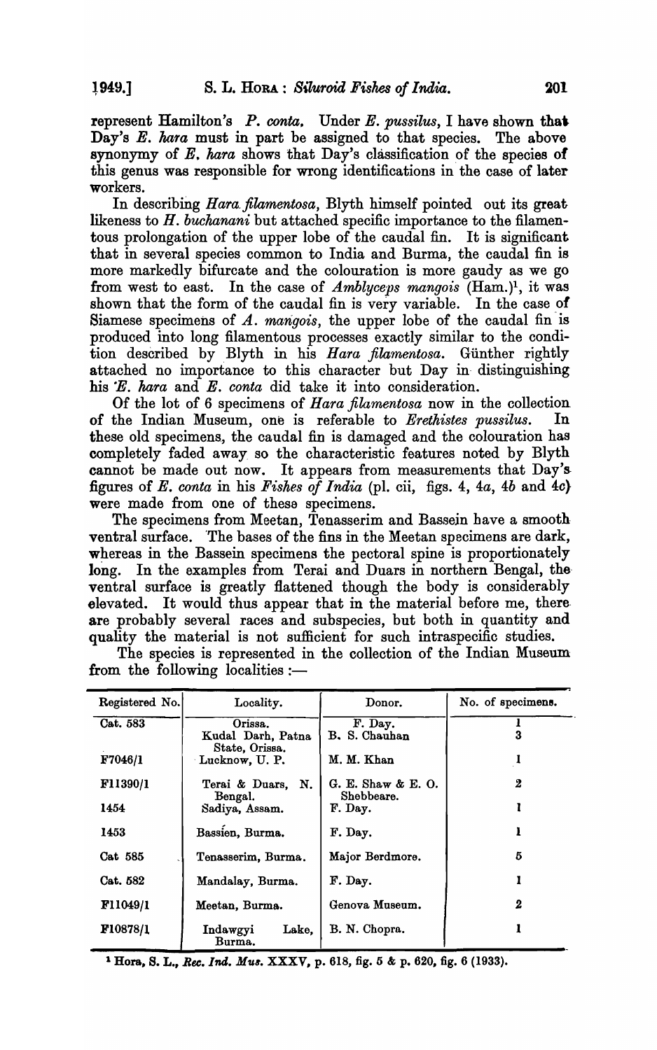represent Hamilton's *P. conta*. Under *E. pussilus*, I have shown that Day's *E. hara* must in part be assigned to that species. The above synonymy of *E. hara* shows that Day's classification of the species of this genus was responsible for wrong identifications in the case of later workers.

In describing *Hara filamentosa*, Blyth himself pointed out its great likeness to *H. buchanani* but attached specific importance to the filamentous prolongation of the upper lobe of the caudal fin. It is significant that in several species common to India and Burma, the caudal fin is more markedly bifurcate and the colouration is more gaudy as we go from west to east. In the case of *Amblyceps mangois* (Ham.)[1], it was shown that the form of the caudal fin is very variable. In the case of Siamese specimens of *A. mangois*, the upper lobe of the caudal fin is produced into long filamentous processes exactly similar to the condition described by Blyth in his *Hara filamentosa*. Günther rightly attached no importance to this character but Day in distinguishing his *E. hara* and *E. conta* did take it into consideration.

Of the lot of 6 specimens of *Hara filamentosa* now in the collection of the Indian Museum, one is referable to *Erethistes pussilus*. In these old specimens, the caudal fin is damaged and the colouration has completely faded away so the characteristic features noted by Blyth cannot be made out now. It appears from measurements that Day's figures of *E. conta* in his *Fishes of India* (pl. cii, figs. 4, 4*a*, 4*b* and 4*c*) were made from one of these specimens.

The specimens from Meetan, Tenasserim and Bassein have a smooth ventral surface. The bases of the fins in the Meetan specimens are dark, whereas in the Bassein specimens the pectoral spine is proportionately long. In the examples from Terai and Duars in northern Bengal, the ventral surface is greatly flattened though the body is considerably elevated. It would thus appear that in the material before me, there are probably several races and subspecies, but both in quantity and quality the material is not sufficient for such intraspecific studies.

The species is represented in the collection of the Indian Museum from the following localities :—

| Registered No. | Locality. | Donor. | No. of specimens. |
|---|---|---|---|
| Cat. 583 | Orissa. | F. Day. | 1 |
| | Kudal Darh, Patna State, Orissa. | B. S. Chauhan | 3 |
| F7046/1 | Lucknow, U. P. | M. M. Khan | 1 |
| F11390/1 | Terai & Duars, N. Bengal. | G. E. Shaw & E. O. Shebbeare. | 2 |
| 1454 | Sadiya, Assam. | F. Day. | 1 |
| 1453 | Bassien, Burma. | F. Day. | 1 |
| Cat 585 | Tenasserim, Burma. | Major Berdmore. | 5 |
| Cat. 582 | Mandalay, Burma. | F. Day. | 1 |
| F11049/1 | Meetan, Burma. | Genova Museum. | 2 |
| F10878/1 | Indawgyi Lake, Burma. | B. N. Chopra. | 1 |

[1] Hora, S. L., *Rec. Ind. Mus.* XXXV, p. 618, fig. 5 & p. 620, fig. 6 (1933).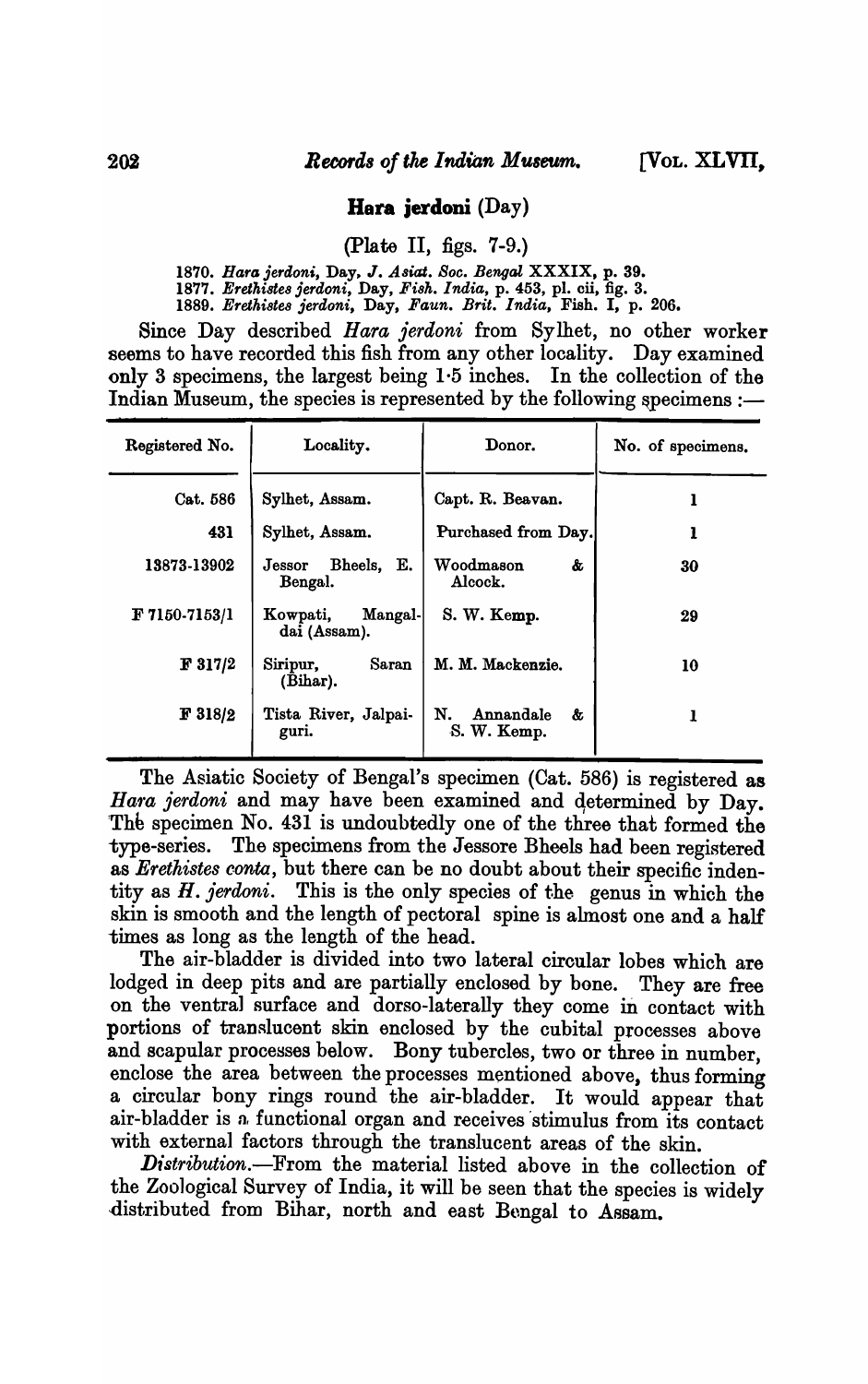## Hara jerdoni (Day)

(Plate II, figs. 7-9.)

1870. *Hara jerdoni*, Day, *J. Asiat. Soc. Bengal* XXXIX, p. 39.
1877. *Erethistes jerdoni*, Day, *Fish. India*, p. 453, pl. cii, fig. 3.
1889. *Erethistes jerdoni*, Day, *Faun. Brit. India*, Fish. I, p. 206.

Since Day described *Hara jerdoni* from Sylhet, no other worker seems to have recorded this fish from any other locality. Day examined only 3 specimens, the largest being 1·5 inches. In the collection of the Indian Museum, the species is represented by the following specimens :—

| Registered No. | Locality. | Donor. | No. of specimens. |
|---|---|---|---|
| Cat. 586 | Sylhet, Assam. | Capt. R. Beavan. | 1 |
| 431 | Sylhet, Assam. | Purchased from Day. | 1 |
| 13873-13902 | Jessor Bheels, E. Bengal. | Woodmason & Alcock. | 30 |
| F 7150-7153/1 | Kowpati, Mangaldai (Assam). | S. W. Kemp. | 29 |
| F 317/2 | Siripur, Saran (Bihar). | M. M. Mackenzie. | 10 |
| F 318/2 | Tista River, Jalpaiguri. | N. Annandale & S. W. Kemp. | 1 |

The Asiatic Society of Bengal's specimen (Cat. 586) is registered as *Hara jerdoni* and may have been examined and determined by Day. The specimen No. 431 is undoubtedly one of the three that formed the type-series. The specimens from the Jessore Bheels had been registered as *Erethistes conta*, but there can be no doubt about their specific indentity as *H. jerdoni*. This is the only species of the genus in which the skin is smooth and the length of pectoral spine is almost one and a half times as long as the length of the head.

The air-bladder is divided into two lateral circular lobes which are lodged in deep pits and are partially enclosed by bone. They are free on the ventral surface and dorso-laterally they come in contact with portions of translucent skin enclosed by the cubital processes above and scapular processes below. Bony tubercles, two or three in number, enclose the area between the processes mentioned above, thus forming a circular bony rings round the air-bladder. It would appear that air-bladder is a functional organ and receives stimulus from its contact with external factors through the translucent areas of the skin.

*Distribution.*—From the material listed above in the collection of the Zoological Survey of India, it will be seen that the species is widely distributed from Bihar, north and east Bengal to Assam.